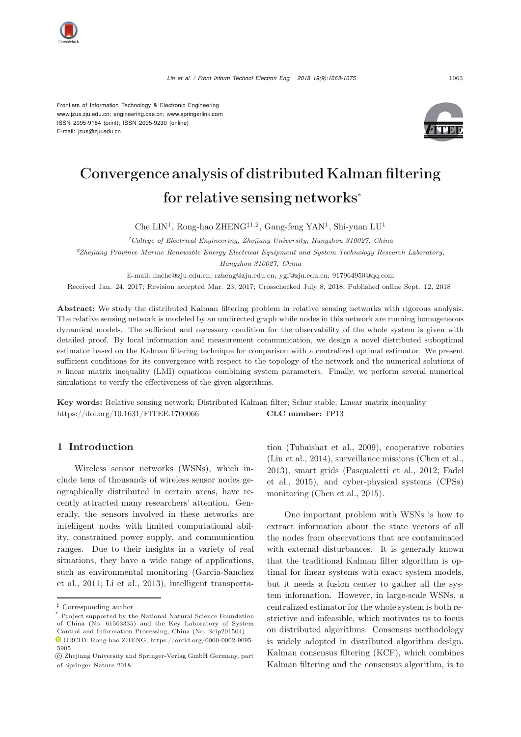Frontiers of Information Technology & Electronic Engineering
www.jzus.zju.edu.cn; engineering.cae.cn; www.springerlink.com
ISSN 2095-9184 (print); ISSN 2095-9230 (online)
E-mail: jzus@zju.edu.cn

# Convergence analysis of distributed Kalman filtering for relative sensing networks*

Che LIN[1], Rong-hao ZHENG[‡1,2], Gang-feng YAN[1], Shi-yuan LU[1]

[1]*College of Electrical Engineering, Zhejiang University, Hangzhou 310027, China*

[2]*Zhejiang Province Marine Renewable Energy Electrical Equipment and System Technology Research Laboratory, Hangzhou 310027, China*

E-mail: linche@zju.edu.cn; rzheng@zju.edu.cn; ygf@zju.edu.cn; 917964950@qq.com

Received Jan. 24, 2017; Revision accepted Mar. 23, 2017; Crosschecked July 8, 2018; Published online Sept. 12, 2018

**Abstract:** We study the distributed Kalman filtering problem in relative sensing networks with rigorous analysis. The relative sensing network is modeled by an undirected graph while nodes in this network are running homogeneous dynamical models. The sufficient and necessary condition for the observability of the whole system is given with detailed proof. By local information and measurement communication, we design a novel distributed suboptimal estimator based on the Kalman filtering technique for comparison with a centralized optimal estimator. We present sufficient conditions for its convergence with respect to the topology of the network and the numerical solutions of $n$ linear matrix inequality (LMI) equations combining system parameters. Finally, we perform several numerical simulations to verify the effectiveness of the given algorithms.

**Key words:** Relative sensing network; Distributed Kalman filter; Schur stable; Linear matrix inequality
https://doi.org/10.1631/FITEE.1700066 **CLC number:** TP13

## 1 Introduction

Wireless sensor networks (WSNs), which include tens of thousands of wireless sensor nodes geographically distributed in certain areas, have recently attracted many researchers' attention. Generally, the sensors involved in these networks are intelligent nodes with limited computational ability, constrained power supply, and communication ranges. Due to their insights in a variety of real situations, they have a wide range of applications, such as environmental monitoring (Garcia-Sanchez et al., 2011; Li et al., 2013), intelligent transportation (Tubaishat et al., 2009), cooperative robotics (Lin et al., 2014), surveillance missions (Chen et al., 2013), smart grids (Pasqualetti et al., 2012; Fadel et al., 2015), and cyber-physical systems (CPSs) monitoring (Chen et al., 2015).

One important problem with WSNs is how to extract information about the state vectors of all the nodes from observations that are contaminated with external disturbances. It is generally known that the traditional Kalman filter algorithm is optimal for linear systems with exact system models, but it needs a fusion center to gather all the system information. However, in large-scale WSNs, a centralized estimator for the whole system is both restrictive and infeasible, which motivates us to focus on distributed algorithms. Consensus methodology is widely adopted in distributed algorithm design. Kalman consensus filtering (KCF), which combines Kalman filtering and the consensus algorithm, is to

‡ Corresponding author

\* Project supported by the National Natural Science Foundation of China (No. 61503335) and the Key Laboratory of System Control and Information Processing, China (No. Scip201504)

ORCID: Rong-hao ZHENG, https://orcid.org/0000-0002-9095-5905

© Zhejiang University and Springer-Verlag GmbH Germany, part of Springer Nature 2018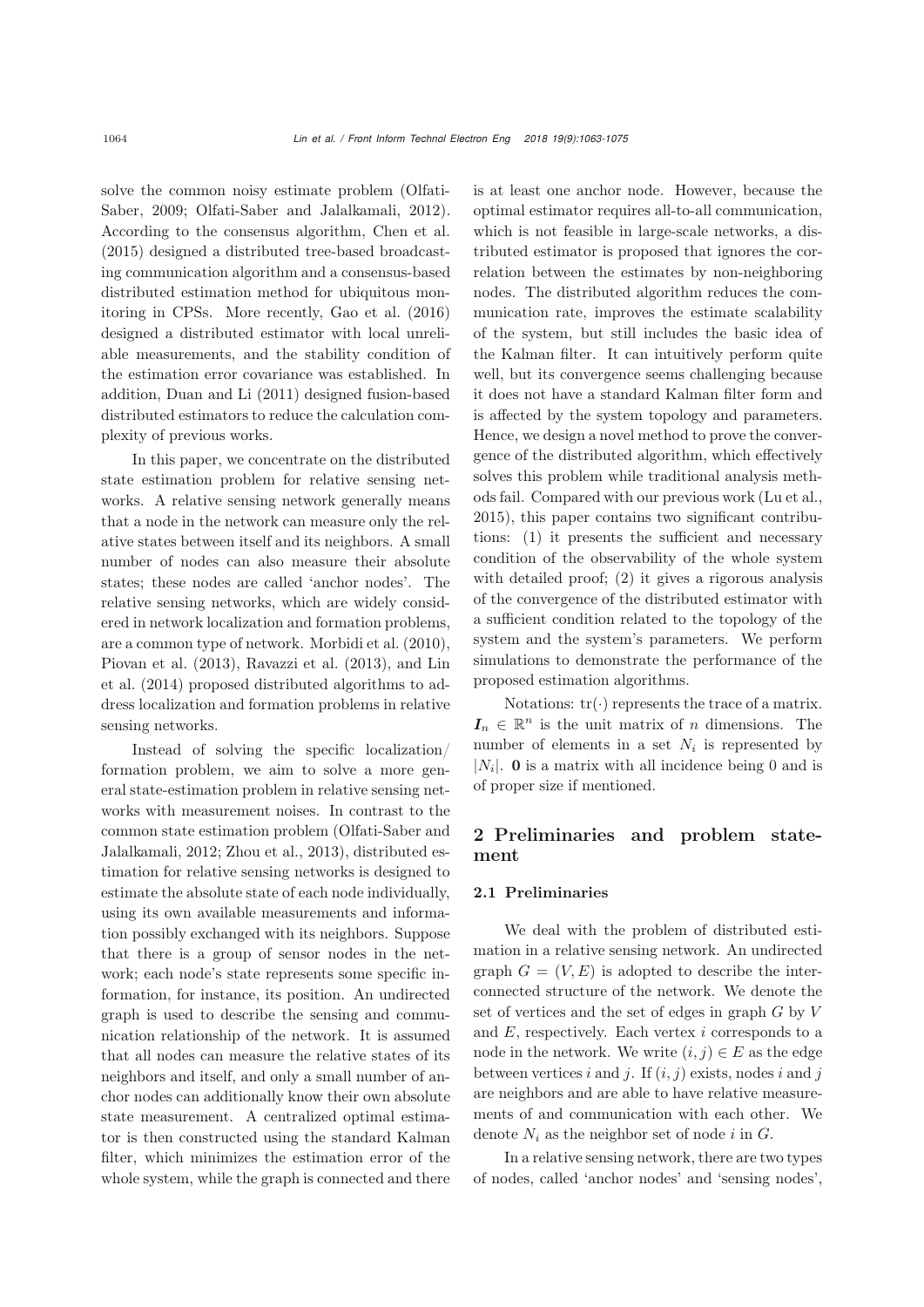solve the common noisy estimate problem (Olfati-Saber, 2009; Olfati-Saber and Jalalkamali, 2012). According to the consensus algorithm, Chen et al. (2015) designed a distributed tree-based broadcasting communication algorithm and a consensus-based distributed estimation method for ubiquitous monitoring in CPSs. More recently, Gao et al. (2016) designed a distributed estimator with local unreliable measurements, and the stability condition of the estimation error covariance was established. In addition, Duan and Li (2011) designed fusion-based distributed estimators to reduce the calculation complexity of previous works.

In this paper, we concentrate on the distributed state estimation problem for relative sensing networks. A relative sensing network generally means that a node in the network can measure only the relative states between itself and its neighbors. A small number of nodes can also measure their absolute states; these nodes are called 'anchor nodes'. The relative sensing networks, which are widely considered in network localization and formation problems, are a common type of network. Morbidi et al. (2010), Piovan et al. (2013), Ravazzi et al. (2013), and Lin et al. (2014) proposed distributed algorithms to address localization and formation problems in relative sensing networks.

Instead of solving the specific localization/formation problem, we aim to solve a more general state-estimation problem in relative sensing networks with measurement noises. In contrast to the common state estimation problem (Olfati-Saber and Jalalkamali, 2012; Zhou et al., 2013), distributed estimation for relative sensing networks is designed to estimate the absolute state of each node individually, using its own available measurements and information possibly exchanged with its neighbors. Suppose that there is a group of sensor nodes in the network; each node's state represents some specific information, for instance, its position. An undirected graph is used to describe the sensing and communication relationship of the network. It is assumed that all nodes can measure the relative states of its neighbors and itself, and only a small number of anchor nodes can additionally know their own absolute state measurement. A centralized optimal estimator is then constructed using the standard Kalman filter, which minimizes the estimation error of the whole system, while the graph is connected and there is at least one anchor node. However, because the optimal estimator requires all-to-all communication, which is not feasible in large-scale networks, a distributed estimator is proposed that ignores the correlation between the estimates by non-neighboring nodes. The distributed algorithm reduces the communication rate, improves the estimate scalability of the system, but still includes the basic idea of the Kalman filter. It can intuitively perform quite well, but its convergence seems challenging because it does not have a standard Kalman filter form and is affected by the system topology and parameters. Hence, we design a novel method to prove the convergence of the distributed algorithm, which effectively solves this problem while traditional analysis methods fail. Compared with our previous work (Lu et al., 2015), this paper contains two significant contributions: (1) it presents the sufficient and necessary condition of the observability of the whole system with detailed proof; (2) it gives a rigorous analysis of the convergence of the distributed estimator with a sufficient condition related to the topology of the system and the system's parameters. We perform simulations to demonstrate the performance of the proposed estimation algorithms.

Notations: $\mathrm{tr}(\cdot)$ represents the trace of a matrix. $\boldsymbol{I}_n \in \mathbb{R}^n$ is the unit matrix of $n$ dimensions. The number of elements in a set $N_i$ is represented by $|N_i|$. $\mathbf{0}$ is a matrix with all incidence being 0 and is of proper size if mentioned.

## 2 Preliminaries and problem statement

### 2.1 Preliminaries

We deal with the problem of distributed estimation in a relative sensing network. An undirected graph $G = (V, E)$ is adopted to describe the interconnected structure of the network. We denote the set of vertices and the set of edges in graph $G$ by $V$ and $E$, respectively. Each vertex $i$ corresponds to a node in the network. We write $(i, j) \in E$ as the edge between vertices $i$ and $j$. If $(i, j)$ exists, nodes $i$ and $j$ are neighbors and are able to have relative measurements of and communication with each other. We denote $N_i$ as the neighbor set of node $i$ in $G$.

In a relative sensing network, there are two types of nodes, called 'anchor nodes' and 'sensing nodes',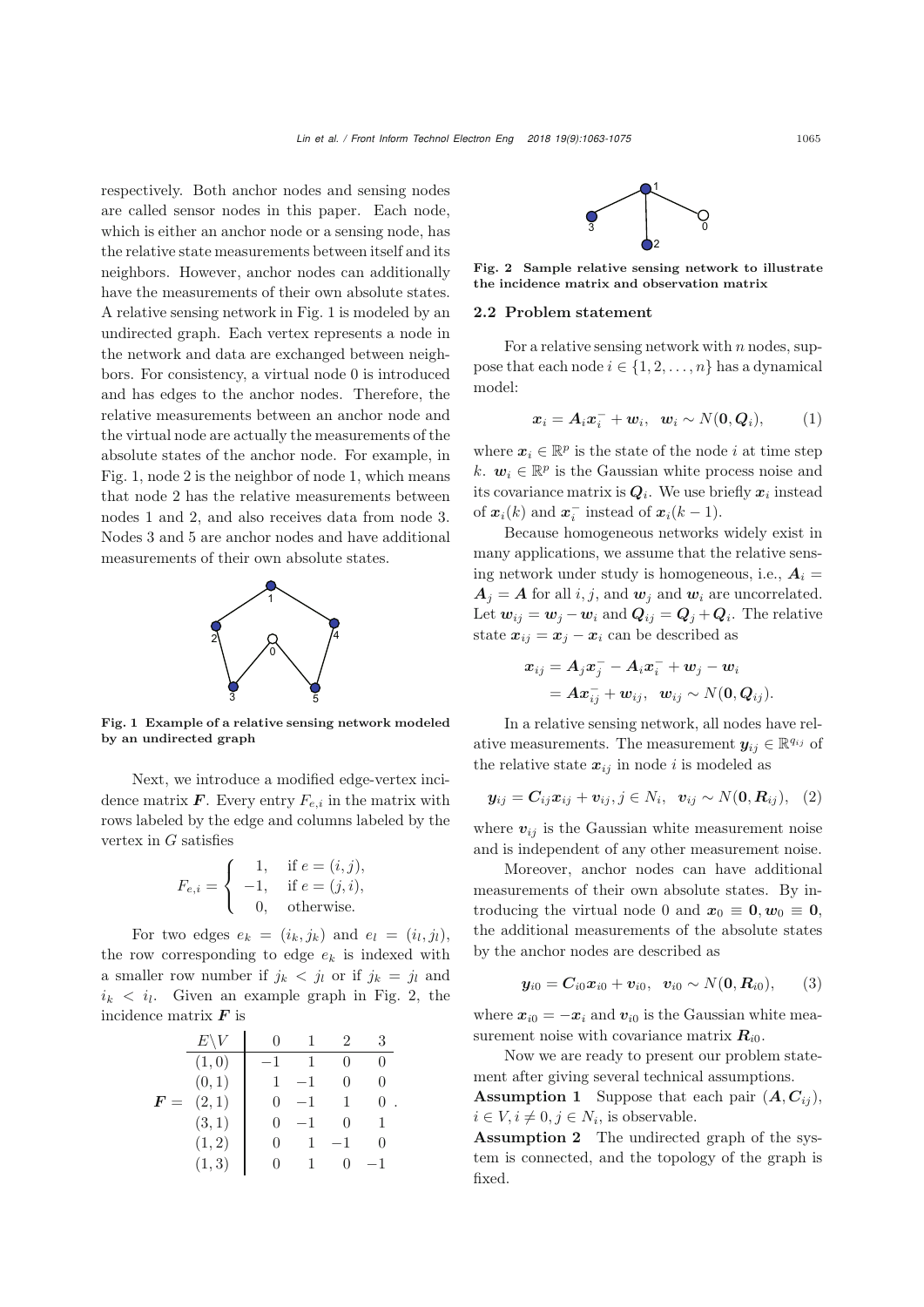respectively. Both anchor nodes and sensing nodes are called sensor nodes in this paper. Each node, which is either an anchor node or a sensing node, has the relative state measurements between itself and its neighbors. However, anchor nodes can additionally have the measurements of their own absolute states. A relative sensing network in Fig. 1 is modeled by an undirected graph. Each vertex represents a node in the network and data are exchanged between neighbors. For consistency, a virtual node 0 is introduced and has edges to the anchor nodes. Therefore, the relative measurements between an anchor node and the virtual node are actually the measurements of the absolute states of the anchor node. For example, in Fig. 1, node 2 is the neighbor of node 1, which means that node 2 has the relative measurements between nodes 1 and 2, and also receives data from node 3. Nodes 3 and 5 are anchor nodes and have additional measurements of their own absolute states.

**Fig. 1 Example of a relative sensing network modeled by an undirected graph**

Next, we introduce a modified edge-vertex incidence matrix $\boldsymbol{F}$. Every entry $F_{e,i}$ in the matrix with rows labeled by the edge and columns labeled by the vertex in $G$ satisfies

$$F_{e,i} = \begin{cases} 1, & \text{if } e = (i, j), \\ -1, & \text{if } e = (j, i), \\ 0, & \text{otherwise.} \end{cases}$$

For two edges $e_k = (i_k, j_k)$ and $e_l = (i_l, j_l)$, the row corresponding to edge $e_k$ is indexed with a smaller row number if $j_k < j_l$ or if $j_k = j_l$ and $i_k < i_l$. Given an example graph in Fig. 2, the incidence matrix $\boldsymbol{F}$ is

$$\boldsymbol{F} = \begin{array}{c|cccc} E\backslash V & 0 & 1 & 2 & 3 \\ \hline (1,0) & -1 & 1 & 0 & 0 \\ (0,1) & 1 & -1 & 0 & 0 \\ (2,1) & 0 & -1 & 1 & 0 \\ (3,1) & 0 & -1 & 0 & 1 \\ (1,2) & 0 & 1 & -1 & 0 \\ (1,3) & 0 & 1 & 0 & -1 \end{array}.$$

**Fig. 2 Sample relative sensing network to illustrate the incidence matrix and observation matrix**

## 2.2 Problem statement

For a relative sensing network with $n$ nodes, suppose that each node $i \in \{1, 2, \ldots, n\}$ has a dynamical model:

$$\boldsymbol{x}_i = \boldsymbol{A}_i \boldsymbol{x}_i^- + \boldsymbol{w}_i, \quad \boldsymbol{w}_i \sim N(\boldsymbol{0}, \boldsymbol{Q}_i), \tag{1}$$

where $\boldsymbol{x}_i \in \mathbb{R}^p$ is the state of the node $i$ at time step $k$. $\boldsymbol{w}_i \in \mathbb{R}^p$ is the Gaussian white process noise and its covariance matrix is $\boldsymbol{Q}_i$. We use briefly $\boldsymbol{x}_i$ instead of $\boldsymbol{x}_i(k)$ and $\boldsymbol{x}_i^-$ instead of $\boldsymbol{x}_i(k-1)$.

Because homogeneous networks widely exist in many applications, we assume that the relative sensing network under study is homogeneous, i.e., $\boldsymbol{A}_i = \boldsymbol{A}_j = \boldsymbol{A}$ for all $i, j$, and $\boldsymbol{w}_j$ and $\boldsymbol{w}_i$ are uncorrelated. Let $\boldsymbol{w}_{ij} = \boldsymbol{w}_j - \boldsymbol{w}_i$ and $\boldsymbol{Q}_{ij} = \boldsymbol{Q}_j + \boldsymbol{Q}_i$. The relative state $\boldsymbol{x}_{ij} = \boldsymbol{x}_j - \boldsymbol{x}_i$ can be described as

$$\begin{aligned} \boldsymbol{x}_{ij} &= \boldsymbol{A}_j \boldsymbol{x}_j^- - \boldsymbol{A}_i \boldsymbol{x}_i^- + \boldsymbol{w}_j - \boldsymbol{w}_i \\ &= \boldsymbol{A} \boldsymbol{x}_{ij}^- + \boldsymbol{w}_{ij}, \quad \boldsymbol{w}_{ij} \sim N(\boldsymbol{0}, \boldsymbol{Q}_{ij}). \end{aligned}$$

In a relative sensing network, all nodes have relative measurements. The measurement $\boldsymbol{y}_{ij} \in \mathbb{R}^{q_{ij}}$ of the relative state $\boldsymbol{x}_{ij}$ in node $i$ is modeled as

$$\boldsymbol{y}_{ij} = \boldsymbol{C}_{ij} \boldsymbol{x}_{ij} + \boldsymbol{v}_{ij}, j \in N_i, \quad \boldsymbol{v}_{ij} \sim N(\boldsymbol{0}, \boldsymbol{R}_{ij}), \tag{2}$$

where $\boldsymbol{v}_{ij}$ is the Gaussian white measurement noise and is independent of any other measurement noise.

Moreover, anchor nodes can have additional measurements of their own absolute states. By introducing the virtual node 0 and $\boldsymbol{x}_0 \equiv \boldsymbol{0}, \boldsymbol{w}_0 \equiv \boldsymbol{0}$, the additional measurements of the absolute states by the anchor nodes are described as

$$\boldsymbol{y}_{i0} = \boldsymbol{C}_{i0} \boldsymbol{x}_{i0} + \boldsymbol{v}_{i0}, \quad \boldsymbol{v}_{i0} \sim N(\boldsymbol{0}, \boldsymbol{R}_{i0}), \tag{3}$$

where $\boldsymbol{x}_{i0} = -\boldsymbol{x}_i$ and $\boldsymbol{v}_{i0}$ is the Gaussian white measurement noise with covariance matrix $\boldsymbol{R}_{i0}$.

Now we are ready to present our problem statement after giving several technical assumptions.

**Assumption 1** Suppose that each pair $(\boldsymbol{A}, \boldsymbol{C}_{ij})$, $i \in V, i \neq 0, j \in N_i$, is observable.

**Assumption 2** The undirected graph of the system is connected, and the topology of the graph is fixed.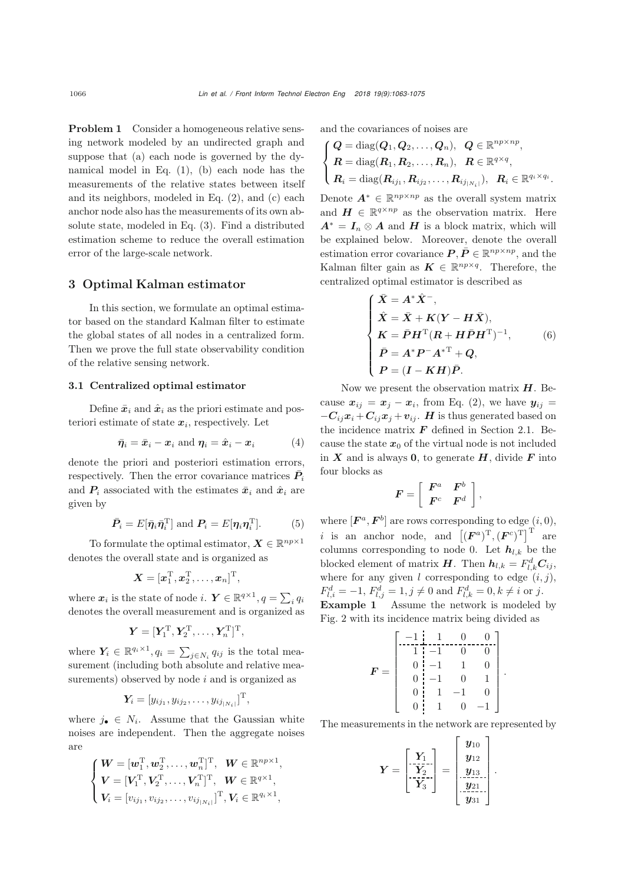**Problem 1** Consider a homogeneous relative sensing network modeled by an undirected graph and suppose that (a) each node is governed by the dynamical model in Eq. (1), (b) each node has the measurements of the relative states between itself and its neighbors, modeled in Eq. (2), and (c) each anchor node also has the measurements of its own absolute state, modeled in Eq. (3). Find a distributed estimation scheme to reduce the overall estimation error of the large-scale network.

## 3 Optimal Kalman estimator

In this section, we formulate an optimal estimator based on the standard Kalman filter to estimate the global states of all nodes in a centralized form. Then we prove the full state observability condition of the relative sensing network.

### 3.1 Centralized optimal estimator

Define $\bar{\boldsymbol{x}}_i$ and $\hat{\boldsymbol{x}}_i$ as the priori estimate and posteriori estimate of state $\boldsymbol{x}_i$, respectively. Let

$$\bar{\boldsymbol{\eta}}_i = \bar{\boldsymbol{x}}_i - \boldsymbol{x}_i \text{ and } \boldsymbol{\eta}_i = \hat{\boldsymbol{x}}_i - \boldsymbol{x}_i \tag{4}$$

denote the priori and posteriori estimation errors, respectively. Then the error covariance matrices $\bar{\boldsymbol{P}}_i$ and $\boldsymbol{P}_i$ associated with the estimates $\bar{\boldsymbol{x}}_i$ and $\hat{\boldsymbol{x}}_i$ are given by

$$\bar{\boldsymbol{P}}_i = E[\bar{\boldsymbol{\eta}}_i \bar{\boldsymbol{\eta}}_i^{\mathrm{T}}] \text{ and } \boldsymbol{P}_i = E[\boldsymbol{\eta}_i \boldsymbol{\eta}_i^{\mathrm{T}}]. \tag{5}$$

To formulate the optimal estimator, $\boldsymbol{X} \in \mathbb{R}^{np\times 1}$ denotes the overall state and is organized as

$$\boldsymbol{X} = [\boldsymbol{x}_1^{\mathrm{T}}, \boldsymbol{x}_2^{\mathrm{T}}, \ldots, \boldsymbol{x}_n]^{\mathrm{T}},$$

where $\boldsymbol{x}_i$ is the state of node $i$. $\boldsymbol{Y} \in \mathbb{R}^{q\times 1}, q = \sum_i q_i$ denotes the overall measurement and is organized as

$$\boldsymbol{Y} = [\boldsymbol{Y}_1^{\mathrm{T}}, \boldsymbol{Y}_2^{\mathrm{T}}, \ldots, \boldsymbol{Y}_n^{\mathrm{T}}]^{\mathrm{T}},$$

where $\boldsymbol{Y}_i \in \mathbb{R}^{q_i\times 1}, q_i = \sum_{j\in N_i} q_{ij}$ is the total measurement (including both absolute and relative measurements) observed by node $i$ and is organized as

$$\boldsymbol{Y}_i = [y_{ij_1}, y_{ij_2}, \ldots, y_{ij_{|N_i|}}]^{\mathrm{T}},$$

where $j_\bullet \in N_i$. Assume that the Gaussian white noises are independent. Then the aggregate noises are

$$\begin{cases} \boldsymbol{W} = [\boldsymbol{w}_1^{\mathrm{T}}, \boldsymbol{w}_2^{\mathrm{T}}, \ldots, \boldsymbol{w}_n^{\mathrm{T}}]^{\mathrm{T}}, & \boldsymbol{W} \in \mathbb{R}^{np\times 1}, \\ \boldsymbol{V} = [\boldsymbol{V}_1^{\mathrm{T}}, \boldsymbol{V}_2^{\mathrm{T}}, \ldots, \boldsymbol{V}_n^{\mathrm{T}}]^{\mathrm{T}}, & \boldsymbol{W} \in \mathbb{R}^{q\times 1}, \\ \boldsymbol{V}_i = [v_{ij_1}, v_{ij_2}, \ldots, v_{ij_{|N_i|}}]^{\mathrm{T}}, \boldsymbol{V}_i \in \mathbb{R}^{q_i\times 1}, & \end{cases}$$

and the covariances of noises are

$$\begin{cases} \boldsymbol{Q} = \mathrm{diag}(\boldsymbol{Q}_1, \boldsymbol{Q}_2, \ldots, \boldsymbol{Q}_n), & \boldsymbol{Q} \in \mathbb{R}^{np\times np}, \\ \boldsymbol{R} = \mathrm{diag}(\boldsymbol{R}_1, \boldsymbol{R}_2, \ldots, \boldsymbol{R}_n), & \boldsymbol{R} \in \mathbb{R}^{q\times q}, \\ \boldsymbol{R}_i = \mathrm{diag}(\boldsymbol{R}_{ij_1}, \boldsymbol{R}_{ij_2}, \ldots, \boldsymbol{R}_{ij_{|N_i|}}), & \boldsymbol{R}_i \in \mathbb{R}^{q_i\times q_i}. \end{cases}$$

Denote $\boldsymbol{A}^* \in \mathbb{R}^{np\times np}$ as the overall system matrix and $\boldsymbol{H} \in \mathbb{R}^{q\times np}$ as the observation matrix. Here $\boldsymbol{A}^* = \boldsymbol{I}_n \otimes \boldsymbol{A}$ and $\boldsymbol{H}$ is a block matrix, which will be explained below. Moreover, denote the overall estimation error covariance $\boldsymbol{P}, \bar{\boldsymbol{P}} \in \mathbb{R}^{np\times np}$, and the Kalman filter gain as $\boldsymbol{K} \in \mathbb{R}^{np\times q}$. Therefore, the centralized optimal estimator is described as

$$\begin{cases} \bar{\boldsymbol{X}} = \boldsymbol{A}^* \hat{\boldsymbol{X}}^-, \\ \hat{\boldsymbol{X}} = \bar{\boldsymbol{X}} + \boldsymbol{K}(\boldsymbol{Y} - \boldsymbol{H}\bar{\boldsymbol{X}}), \\ \boldsymbol{K} = \bar{\boldsymbol{P}}\boldsymbol{H}^{\mathrm{T}}(\boldsymbol{R} + \boldsymbol{H}\bar{\boldsymbol{P}}\boldsymbol{H}^{\mathrm{T}})^{-1}, \\ \bar{\boldsymbol{P}} = \boldsymbol{A}^* \boldsymbol{P}^- {\boldsymbol{A}^*}^{\mathrm{T}} + \boldsymbol{Q}, \\ \boldsymbol{P} = (\boldsymbol{I} - \boldsymbol{K}\boldsymbol{H})\bar{\boldsymbol{P}}. \end{cases} \tag{6}$$

Now we present the observation matrix $\boldsymbol{H}$. Because $\boldsymbol{x}_{ij} = \boldsymbol{x}_j - \boldsymbol{x}_i$, from Eq. (2), we have $\boldsymbol{y}_{ij} = -\boldsymbol{C}_{ij}\boldsymbol{x}_i + \boldsymbol{C}_{ij}\boldsymbol{x}_j + \boldsymbol{v}_{ij}$. $\boldsymbol{H}$ is thus generated based on the incidence matrix $\boldsymbol{F}$ defined in Section 2.1. Because the state $\boldsymbol{x}_0$ of the virtual node is not included in $\boldsymbol{X}$ and is always $\boldsymbol{0}$, to generate $\boldsymbol{H}$, divide $\boldsymbol{F}$ into four blocks as

$$\boldsymbol{F} = \begin{bmatrix} \boldsymbol{F}^a & \boldsymbol{F}^b \\ \boldsymbol{F}^c & \boldsymbol{F}^d \end{bmatrix},$$

where $[\boldsymbol{F}^a, \boldsymbol{F}^b]$ are rows corresponding to edge $(i, 0)$, $i$ is an anchor node, and $\left[(\boldsymbol{F}^a)^{\mathrm{T}}, (\boldsymbol{F}^c)^{\mathrm{T}}\right]^{\mathrm{T}}$ are columns corresponding to node 0. Let $\boldsymbol{h}_{l,k}$ be the blocked element of matrix $\boldsymbol{H}$. Then $\boldsymbol{h}_{l,k} = F^d_{l,k}\boldsymbol{C}_{ij}$, where for any given $l$ corresponding to edge $(i, j)$, $F^d_{l,i} = -1$, $F^d_{l,j} = 1, j \neq 0$ and $F^d_{l,k} = 0, k \neq i$ or $j$.

**Example 1** Assume the network is modeled by Fig. 2 with its incidence matrix being divided as

$$\boldsymbol{F} = \left[\begin{array}{c:ccc} -1 & 1 & 0 & 0 \\ \hdashline 1 & -1 & 0 & 0 \\ 0 & -1 & 1 & 0 \\ 0 & -1 & 0 & 1 \\ 0 & 1 & -1 & 0 \\ 0 & 1 & 0 & -1 \end{array}\right].$$

The measurements in the network are represented by

$$\boldsymbol{Y} = \begin{bmatrix} \boldsymbol{Y}_1 \\ \boldsymbol{Y}_2 \\ \boldsymbol{Y}_3 \end{bmatrix} = \begin{bmatrix} \boldsymbol{y}_{10} \\ \boldsymbol{y}_{12} \\ \boldsymbol{y}_{13} \\ \boldsymbol{y}_{21} \\ \boldsymbol{y}_{31} \end{bmatrix}.$$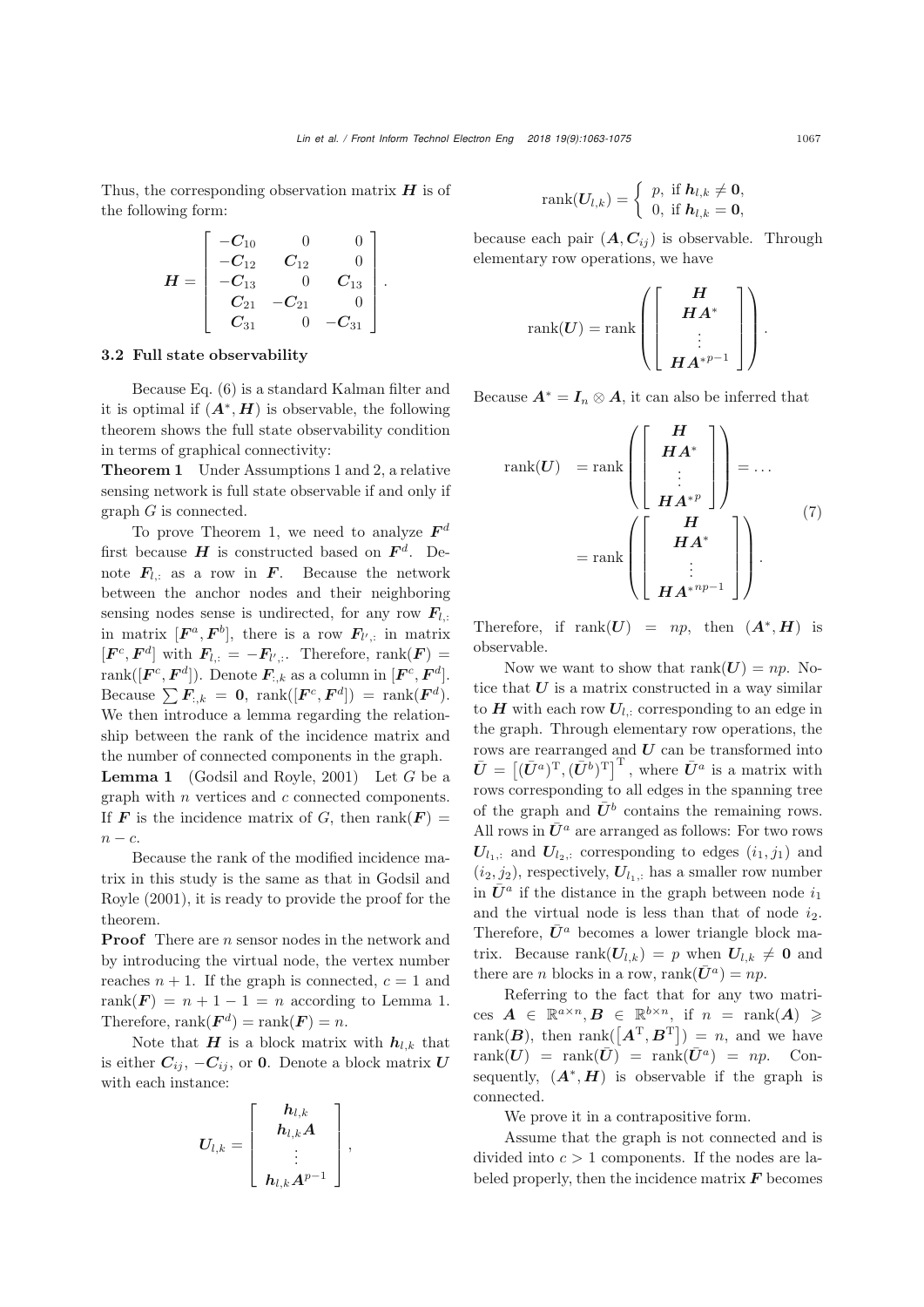Thus, the corresponding observation matrix $\boldsymbol{H}$ is of the following form:

$$
\boldsymbol{H} = \begin{bmatrix} -\boldsymbol{C}_{10} & 0 & 0 \\ -\boldsymbol{C}_{12} & \boldsymbol{C}_{12} & 0 \\ -\boldsymbol{C}_{13} & 0 & \boldsymbol{C}_{13} \\ \boldsymbol{C}_{21} & -\boldsymbol{C}_{21} & 0 \\ \boldsymbol{C}_{31} & 0 & -\boldsymbol{C}_{31} \end{bmatrix}.
$$

### 3.2 Full state observability

Because Eq. (6) is a standard Kalman filter and it is optimal if $(\boldsymbol{A}^*, \boldsymbol{H})$ is observable, the following theorem shows the full state observability condition in terms of graphical connectivity:

**Theorem 1** Under Assumptions 1 and 2, a relative sensing network is full state observable if and only if graph $G$ is connected.

To prove Theorem 1, we need to analyze $\boldsymbol{F}^d$ first because $\boldsymbol{H}$ is constructed based on $\boldsymbol{F}^d$. Denote $\boldsymbol{F}_{l,:}$ as a row in $\boldsymbol{F}$. Because the network between the anchor nodes and their neighboring sensing nodes sense is undirected, for any row $\boldsymbol{F}_{l,:}$ in matrix $[\boldsymbol{F}^a, \boldsymbol{F}^b]$, there is a row $\boldsymbol{F}_{l',:}$ in matrix $[\boldsymbol{F}^c, \boldsymbol{F}^d]$ with $\boldsymbol{F}_{l,:} = -\boldsymbol{F}_{l',:}$. Therefore, $\mathrm{rank}(\boldsymbol{F}) = \mathrm{rank}([\boldsymbol{F}^c, \boldsymbol{F}^d])$. Denote $\boldsymbol{F}_{:,k}$ as a column in $[\boldsymbol{F}^c, \boldsymbol{F}^d]$. Because $\sum \boldsymbol{F}_{:,k} = \boldsymbol{0}$, $\mathrm{rank}([\boldsymbol{F}^c, \boldsymbol{F}^d]) = \mathrm{rank}(\boldsymbol{F}^d)$. We then introduce a lemma regarding the relationship between the rank of the incidence matrix and the number of connected components in the graph.

**Lemma 1** (Godsil and Royle, 2001) Let $G$ be a graph with $n$ vertices and $c$ connected components. If $\boldsymbol{F}$ is the incidence matrix of $G$, then $\mathrm{rank}(\boldsymbol{F}) = n - c$.

Because the rank of the modified incidence matrix in this study is the same as that in Godsil and Royle (2001), it is ready to provide the proof for the theorem.

**Proof** There are $n$ sensor nodes in the network and by introducing the virtual node, the vertex number reaches $n + 1$. If the graph is connected, $c = 1$ and $\mathrm{rank}(\boldsymbol{F}) = n + 1 - 1 = n$ according to Lemma 1. Therefore, $\mathrm{rank}(\boldsymbol{F}^d) = \mathrm{rank}(\boldsymbol{F}) = n$.

Note that $\boldsymbol{H}$ is a block matrix with $\boldsymbol{h}_{l,k}$ that is either $\boldsymbol{C}_{ij}$, $-\boldsymbol{C}_{ij}$, or $\boldsymbol{0}$. Denote a block matrix $\boldsymbol{U}$ with each instance:

$$
\boldsymbol{U}_{l,k} = \begin{bmatrix} \boldsymbol{h}_{l,k} \\ \boldsymbol{h}_{l,k}\boldsymbol{A} \\ \vdots \\ \boldsymbol{h}_{l,k}\boldsymbol{A}^{p-1} \end{bmatrix},
$$

$$
\mathrm{rank}(\boldsymbol{U}_{l,k}) = \begin{cases} p, & \text{if } \boldsymbol{h}_{l,k} \neq \boldsymbol{0}, \\ 0, & \text{if } \boldsymbol{h}_{l,k} = \boldsymbol{0}, \end{cases}
$$

because each pair $(\boldsymbol{A}, \boldsymbol{C}_{ij})$ is observable. Through elementary row operations, we have

$$
\mathrm{rank}(\boldsymbol{U}) = \mathrm{rank}\left(\begin{bmatrix} \boldsymbol{H} \\ \boldsymbol{H}\boldsymbol{A}^* \\ \vdots \\ \boldsymbol{H}\boldsymbol{A}^{*p-1} \end{bmatrix}\right).
$$

Because $\boldsymbol{A}^* = \boldsymbol{I}_n \otimes \boldsymbol{A}$, it can also be inferred that

$$
\begin{aligned}
\mathrm{rank}(\boldsymbol{U}) &= \mathrm{rank}\left(\begin{bmatrix} \boldsymbol{H} \\ \boldsymbol{H}\boldsymbol{A}^* \\ \vdots \\ \boldsymbol{H}\boldsymbol{A}^{*p} \end{bmatrix}\right) = \ldots \\
&= \mathrm{rank}\left(\begin{bmatrix} \boldsymbol{H} \\ \boldsymbol{H}\boldsymbol{A}^* \\ \vdots \\ \boldsymbol{H}\boldsymbol{A}^{*np-1} \end{bmatrix}\right).
\end{aligned} \tag{7}
$$

Therefore, if $\mathrm{rank}(\boldsymbol{U}) = np$, then $(\boldsymbol{A}^*, \boldsymbol{H})$ is observable.

Now we want to show that $\mathrm{rank}(\boldsymbol{U}) = np$. Notice that $\boldsymbol{U}$ is a matrix constructed in a way similar to $\boldsymbol{H}$ with each row $\boldsymbol{U}_{l,:}$ corresponding to an edge in the graph. Through elementary row operations, the rows are rearranged and $\boldsymbol{U}$ can be transformed into $\bar{\boldsymbol{U}} = \left[(\bar{\boldsymbol{U}}^a)^{\mathrm{T}}, (\bar{\boldsymbol{U}}^b)^{\mathrm{T}}\right]^{\mathrm{T}}$, where $\bar{\boldsymbol{U}}^a$ is a matrix with rows corresponding to all edges in the spanning tree of the graph and $\bar{\boldsymbol{U}}^b$ contains the remaining rows. All rows in $\bar{\boldsymbol{U}}^a$ are arranged as follows: For two rows $\boldsymbol{U}_{l_1,:}$ and $\boldsymbol{U}_{l_2,:}$ corresponding to edges $(i_1, j_1)$ and $(i_2, j_2)$, respectively, $\boldsymbol{U}_{l_1,:}$ has a smaller row number in $\bar{\boldsymbol{U}}^a$ if the distance in the graph between node $i_1$ and the virtual node is less than that of node $i_2$. Therefore, $\bar{\boldsymbol{U}}^a$ becomes a lower triangle block matrix. Because $\mathrm{rank}(\boldsymbol{U}_{l,k}) = p$ when $\boldsymbol{U}_{l,k} \neq \boldsymbol{0}$ and there are $n$ blocks in a row, $\mathrm{rank}(\bar{\boldsymbol{U}}^a) = np$.

Referring to the fact that for any two matrices $\boldsymbol{A} \in \mathbb{R}^{a \times n}, \boldsymbol{B} \in \mathbb{R}^{b \times n}$, if $n = \mathrm{rank}(\boldsymbol{A}) \geqslant \mathrm{rank}(\boldsymbol{B})$, then $\mathrm{rank}(\left[\boldsymbol{A}^{\mathrm{T}}, \boldsymbol{B}^{\mathrm{T}}\right]) = n$, and we have $\mathrm{rank}(\boldsymbol{U}) = \mathrm{rank}(\bar{\boldsymbol{U}}) = \mathrm{rank}(\bar{\boldsymbol{U}}^a) = np$. Consequently, $(\boldsymbol{A}^*, \boldsymbol{H})$ is observable if the graph is connected.

We prove it in a contrapositive form.

Assume that the graph is not connected and is divided into $c > 1$ components. If the nodes are labeled properly, then the incidence matrix $\boldsymbol{F}$ becomes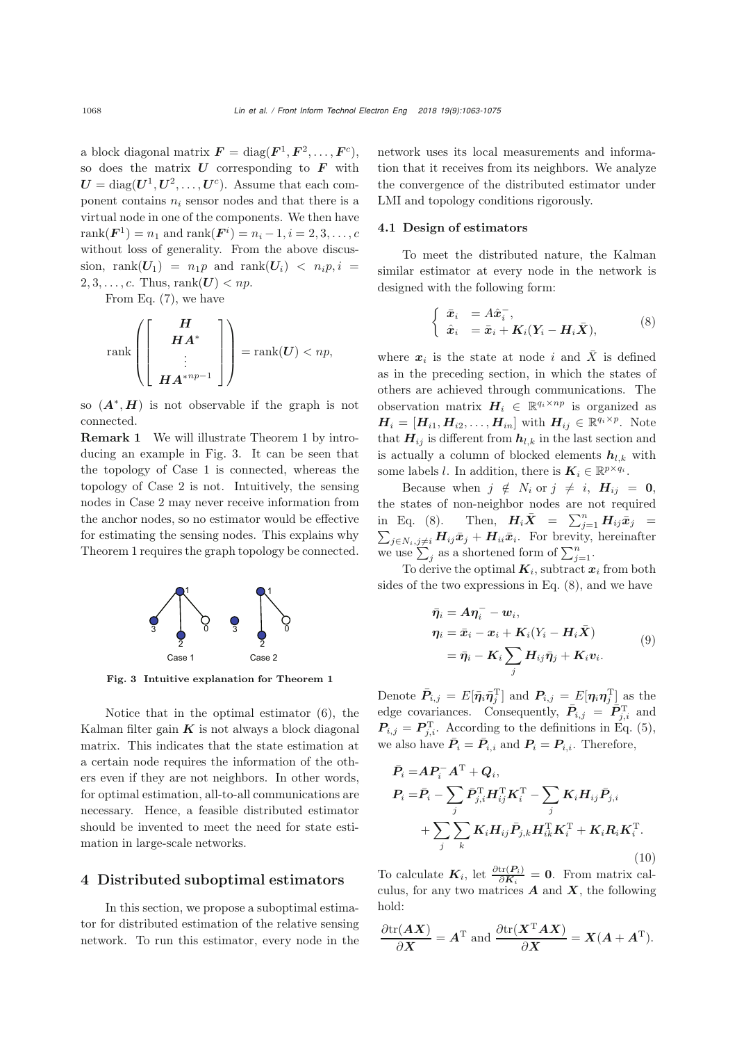a block diagonal matrix $\boldsymbol{F} = \mathrm{diag}(\boldsymbol{F}^1, \boldsymbol{F}^2, \ldots, \boldsymbol{F}^c)$, so does the matrix $\boldsymbol{U}$ corresponding to $\boldsymbol{F}$ with $\boldsymbol{U} = \mathrm{diag}(\boldsymbol{U}^1, \boldsymbol{U}^2, \ldots, \boldsymbol{U}^c)$. Assume that each component contains $n_i$ sensor nodes and that there is a virtual node in one of the components. We then have $\mathrm{rank}(\boldsymbol{F}^1) = n_1$ and $\mathrm{rank}(\boldsymbol{F}^i) = n_i - 1, i = 2, 3, \ldots, c$ without loss of generality. From the above discussion, $\mathrm{rank}(\boldsymbol{U}_1) = n_1 p$ and $\mathrm{rank}(\boldsymbol{U}_i) < n_i p, i = 2, 3, \ldots, c$. Thus, $\mathrm{rank}(\boldsymbol{U}) < np$.

From Eq. (7), we have

$$\mathrm{rank}\left(\begin{bmatrix} \boldsymbol{H} \\ \boldsymbol{H}\boldsymbol{A}^* \\ \vdots \\ \boldsymbol{H}\boldsymbol{A}^{*np-1} \end{bmatrix}\right) = \mathrm{rank}(\boldsymbol{U}) < np,$$

so $(\boldsymbol{A}^*, \boldsymbol{H})$ is not observable if the graph is not connected.

**Remark 1** We will illustrate Theorem 1 by introducing an example in Fig. 3. It can be seen that the topology of Case 1 is connected, whereas the topology of Case 2 is not. Intuitively, the sensing nodes in Case 2 may never receive information from the anchor nodes, so no estimator would be effective for estimating the sensing nodes. This explains why Theorem 1 requires the graph topology be connected.

**Fig. 3 Intuitive explanation for Theorem 1**

Notice that in the optimal estimator (6), the Kalman filter gain $\boldsymbol{K}$ is not always a block diagonal matrix. This indicates that the state estimation at a certain node requires the information of the others even if they are not neighbors. In other words, for optimal estimation, all-to-all communications are necessary. Hence, a feasible distributed estimator should be invented to meet the need for state estimation in large-scale networks.

## 4 Distributed suboptimal estimators

In this section, we propose a suboptimal estimator for distributed estimation of the relative sensing network. To run this estimator, every node in the network uses its local measurements and information that it receives from its neighbors. We analyze the convergence of the distributed estimator under LMI and topology conditions rigorously.

### 4.1 Design of estimators

To meet the distributed nature, the Kalman similar estimator at every node in the network is designed with the following form:

$$\begin{cases} \bar{\boldsymbol{x}}_i &= A\hat{\boldsymbol{x}}_i^-, \\ \hat{\boldsymbol{x}}_i &= \bar{\boldsymbol{x}}_i + \boldsymbol{K}_i(\boldsymbol{Y}_i - \boldsymbol{H}_i\bar{\boldsymbol{X}}), \end{cases} \tag{8}$$

where $\boldsymbol{x}_i$ is the state at node $i$ and $\bar{X}$ is defined as in the preceding section, in which the states of others are achieved through communications. The observation matrix $\boldsymbol{H}_i \in \mathbb{R}^{q_i \times np}$ is organized as $\boldsymbol{H}_i = [\boldsymbol{H}_{i1}, \boldsymbol{H}_{i2}, \ldots, \boldsymbol{H}_{in}]$ with $\boldsymbol{H}_{ij} \in \mathbb{R}^{q_i \times p}$. Note that $\boldsymbol{H}_{ij}$ is different from $\boldsymbol{h}_{l,k}$ in the last section and is actually a column of blocked elements $\boldsymbol{h}_{l,k}$ with some labels $l$. In addition, there is $\boldsymbol{K}_i \in \mathbb{R}^{p \times q_i}$.

Because when $j \notin N_i$ or $j \neq i$, $\boldsymbol{H}_{ij} = \boldsymbol{0}$, the states of non-neighbor nodes are not required in Eq. (8). Then, $\boldsymbol{H}_i\bar{\boldsymbol{X}} = \sum_{j=1}^n \boldsymbol{H}_{ij}\bar{\boldsymbol{x}}_j = \sum_{j\in N_i, j\neq i} \boldsymbol{H}_{ij}\bar{\boldsymbol{x}}_j + \boldsymbol{H}_{ii}\bar{\boldsymbol{x}}_i$. For brevity, hereinafter we use $\sum_j$ as a shortened form of $\sum_{j=1}^n$.

To derive the optimal $\boldsymbol{K}_i$, subtract $\boldsymbol{x}_i$ from both sides of the two expressions in Eq. (8), and we have

$$\begin{aligned} \bar{\boldsymbol{\eta}}_i &= \boldsymbol{A}\boldsymbol{\eta}_i^- - \boldsymbol{w}_i, \\ \boldsymbol{\eta}_i &= \bar{\boldsymbol{x}}_i - \boldsymbol{x}_i + \boldsymbol{K}_i(Y_i - \boldsymbol{H}_i\bar{\boldsymbol{X}}) \\ &= \bar{\boldsymbol{\eta}}_i - \boldsymbol{K}_i \sum_j \boldsymbol{H}_{ij}\bar{\boldsymbol{\eta}}_j + \boldsymbol{K}_i\boldsymbol{v}_i. \end{aligned} \tag{9}$$

Denote $\bar{\boldsymbol{P}}_{i,j} = E[\bar{\boldsymbol{\eta}}_i\bar{\boldsymbol{\eta}}_j^{\mathrm{T}}]$ and $\boldsymbol{P}_{i,j} = E[\boldsymbol{\eta}_i\boldsymbol{\eta}_j^{\mathrm{T}}]$ as the edge covariances. Consequently, $\bar{\boldsymbol{P}}_{i,j} = \bar{\boldsymbol{P}}_{j,i}^{\mathrm{T}}$ and $\boldsymbol{P}_{i,j} = \boldsymbol{P}_{j,i}^{\mathrm{T}}$. According to the definitions in Eq. (5), we also have $\bar{\boldsymbol{P}}_i = \bar{\boldsymbol{P}}_{i,i}$ and $\boldsymbol{P}_i = \boldsymbol{P}_{i,i}$. Therefore,

$$\begin{aligned} \bar{\boldsymbol{P}}_i =& \boldsymbol{A}\boldsymbol{P}_i^- \boldsymbol{A}^{\mathrm{T}} + \boldsymbol{Q}_i, \\ \boldsymbol{P}_i =& \bar{\boldsymbol{P}}_i - \sum_j \bar{\boldsymbol{P}}_{j,i}^{\mathrm{T}}\boldsymbol{H}_{ij}^{\mathrm{T}}\boldsymbol{K}_i^{\mathrm{T}} - \sum_j \boldsymbol{K}_i\boldsymbol{H}_{ij}\bar{\boldsymbol{P}}_{j,i} \\ &+ \sum_j \sum_k \boldsymbol{K}_i\boldsymbol{H}_{ij}\bar{\boldsymbol{P}}_{j,k}\boldsymbol{H}_{ik}^{\mathrm{T}}\boldsymbol{K}_i^{\mathrm{T}} + \boldsymbol{K}_i\boldsymbol{R}_i\boldsymbol{K}_i^{\mathrm{T}}. \end{aligned} \tag{10}$$

To calculate $\boldsymbol{K}_i$, let $\frac{\partial \mathrm{tr}(\boldsymbol{P}_i)}{\partial \boldsymbol{K}_i} = \boldsymbol{0}$. From matrix calculus, for any two matrices $\boldsymbol{A}$ and $\boldsymbol{X}$, the following hold:

$$\frac{\partial \mathrm{tr}(\boldsymbol{A}\boldsymbol{X})}{\partial \boldsymbol{X}} = \boldsymbol{A}^{\mathrm{T}} \text{ and } \frac{\partial \mathrm{tr}(\boldsymbol{X}^{\mathrm{T}}\boldsymbol{A}\boldsymbol{X})}{\partial \boldsymbol{X}} = \boldsymbol{X}(\boldsymbol{A} + \boldsymbol{A}^{\mathrm{T}}).$$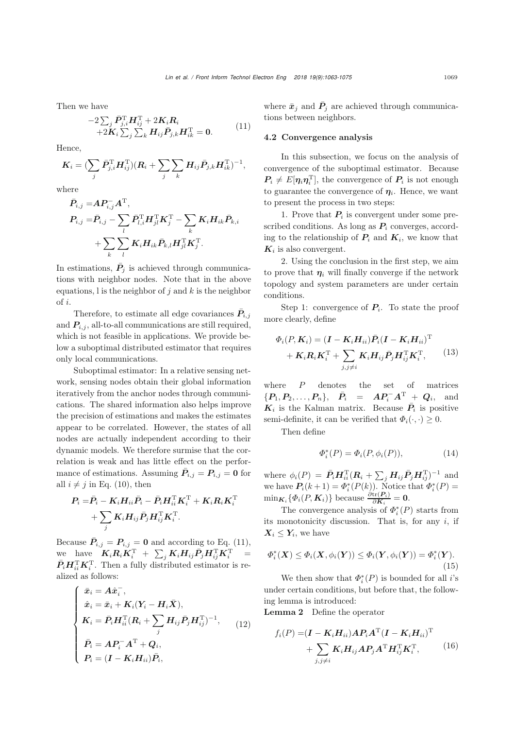Then we have

$$
\begin{aligned}
&-2\textstyle\sum_j \bar{\boldsymbol{P}}_{j,i}^{\mathrm{T}}\boldsymbol{H}_{ij}^{\mathrm{T}} + 2\boldsymbol{K}_i\boldsymbol{R}_i \\
&+2\boldsymbol{K}_i\textstyle\sum_j\sum_k \boldsymbol{H}_{ij}\bar{\boldsymbol{P}}_{j,k}\boldsymbol{H}_{ik}^{\mathrm{T}} = \boldsymbol{0}.
\end{aligned} \tag{11}
$$

Hence,

$$
\boldsymbol{K}_i = (\sum_j \bar{\boldsymbol{P}}_{j,i}^{\mathrm{T}}\boldsymbol{H}_{ij}^{\mathrm{T}})(\boldsymbol{R}_i + \sum_j\sum_k \boldsymbol{H}_{ij}\bar{\boldsymbol{P}}_{j,k}\boldsymbol{H}_{ik}^{\mathrm{T}})^{-1},
$$

where

$$
\begin{aligned}
\bar{\boldsymbol{P}}_{i,j} =& \boldsymbol{A}\boldsymbol{P}_{i,j}^{-}\boldsymbol{A}^{\mathrm{T}}, \\
\boldsymbol{P}_{i,j} =& \bar{\boldsymbol{P}}_{i,j} - \sum_l \bar{\boldsymbol{P}}_{l,i}^{\mathrm{T}}\boldsymbol{H}_{jl}^{\mathrm{T}}\boldsymbol{K}_j^{\mathrm{T}} - \sum_k \boldsymbol{K}_i\boldsymbol{H}_{ik}\bar{\boldsymbol{P}}_{k,i} \\
&+ \sum_k\sum_l \boldsymbol{K}_i\boldsymbol{H}_{ik}\bar{\boldsymbol{P}}_{k,l}\boldsymbol{H}_{jl}^{\mathrm{T}}\boldsymbol{K}_j^{\mathrm{T}}.
\end{aligned}
$$

In estimations, $\bar{\boldsymbol{P}}_j$ is achieved through communications with neighbor nodes. Note that in the above equations, l is the neighbor of $j$ and $k$ is the neighbor of $i$.

Therefore, to estimate all edge covariances $\bar{\boldsymbol{P}}_{i,j}$ and $\boldsymbol{P}_{i,j}$, all-to-all communications are still required, which is not feasible in applications. We provide below a suboptimal distributed estimator that requires only local communications.

Suboptimal estimator: In a relative sensing network, sensing nodes obtain their global information iteratively from the anchor nodes through communications. The shared information also helps improve the precision of estimations and makes the estimates appear to be correlated. However, the states of all nodes are actually independent according to their dynamic models. We therefore surmise that the correlation is weak and has little effect on the performance of estimations. Assuming $\bar{\boldsymbol{P}}_{i,j} = \boldsymbol{P}_{i,j} = \boldsymbol{0}$ for all $i \neq j$ in Eq. (10), then

$$
\begin{aligned}
\boldsymbol{P}_i =& \bar{\boldsymbol{P}}_i - \boldsymbol{K}_i\boldsymbol{H}_{ii}\bar{\boldsymbol{P}}_i - \bar{\boldsymbol{P}}_i\boldsymbol{H}_{ii}^{\mathrm{T}}\boldsymbol{K}_i^{\mathrm{T}} + \boldsymbol{K}_i\boldsymbol{R}_i\boldsymbol{K}_i^{\mathrm{T}} \\
&+ \sum_j \boldsymbol{K}_i\boldsymbol{H}_{ij}\bar{\boldsymbol{P}}_j\boldsymbol{H}_{ij}^{\mathrm{T}}\boldsymbol{K}_i^{\mathrm{T}}.
\end{aligned}
$$

Because $\bar{\boldsymbol{P}}_{i,j} = \boldsymbol{P}_{i,j} = \boldsymbol{0}$ and according to Eq. (11), we have $\boldsymbol{K}_i\boldsymbol{R}_i\boldsymbol{K}_i^{\mathrm{T}} + \sum_j \boldsymbol{K}_i\boldsymbol{H}_{ij}\bar{\boldsymbol{P}}_j\boldsymbol{H}_{ij}^{\mathrm{T}}\boldsymbol{K}_i^{\mathrm{T}} = \bar{\boldsymbol{P}}_i\boldsymbol{H}_{ii}^{\mathrm{T}}\boldsymbol{K}_i^{\mathrm{T}}$. Then a fully distributed estimator is realized as follows:

$$
\begin{cases}
\bar{\boldsymbol{x}}_i = \boldsymbol{A}\hat{\boldsymbol{x}}_i^{-}, \\
\hat{\boldsymbol{x}}_i = \bar{\boldsymbol{x}}_i + \boldsymbol{K}_i(\boldsymbol{Y}_i - \boldsymbol{H}_i\bar{\boldsymbol{X}}), \\
\boldsymbol{K}_i = \bar{\boldsymbol{P}}_i\boldsymbol{H}_{ii}^{\mathrm{T}}(\boldsymbol{R}_i + \sum_j \boldsymbol{H}_{ij}\bar{\boldsymbol{P}}_j\boldsymbol{H}_{ij}^{\mathrm{T}})^{-1}, \\
\bar{\boldsymbol{P}}_i = \boldsymbol{A}\boldsymbol{P}_i^{-}\boldsymbol{A}^{\mathrm{T}} + \boldsymbol{Q}_i, \\
\boldsymbol{P}_i = (\boldsymbol{I} - \boldsymbol{K}_i\boldsymbol{H}_{ii})\bar{\boldsymbol{P}}_i,
\end{cases} \tag{12}
$$

where $\bar{\boldsymbol{x}}_j$ and $\bar{\boldsymbol{P}}_j$ are achieved through communications between neighbors.

### 4.2 Convergence analysis

In this subsection, we focus on the analysis of convergence of the suboptimal estimator. Because $\boldsymbol{P}_i \neq E[\boldsymbol{\eta}_i\boldsymbol{\eta}_i^{\mathrm{T}}]$, the convergence of $\boldsymbol{P}_i$ is not enough to guarantee the convergence of $\boldsymbol{\eta}_i$. Hence, we want to present the process in two steps:

1. Prove that $\boldsymbol{P}_i$ is convergent under some prescribed conditions. As long as $\boldsymbol{P}_i$ converges, according to the relationship of $\boldsymbol{P}_i$ and $\boldsymbol{K}_i$, we know that $\boldsymbol{K}_i$ is also convergent.

2. Using the conclusion in the first step, we aim to prove that $\boldsymbol{\eta}_i$ will finally converge if the network topology and system parameters are under certain conditions.

Step 1: convergence of $\boldsymbol{P}_i$. To state the proof more clearly, define

$$
\begin{aligned}
\Phi_i(P, \boldsymbol{K}_i) =& (\boldsymbol{I} - \boldsymbol{K}_i\boldsymbol{H}_{ii})\bar{\boldsymbol{P}}_i(\boldsymbol{I} - \boldsymbol{K}_i\boldsymbol{H}_{ii})^{\mathrm{T}} \\
&+ \boldsymbol{K}_i\boldsymbol{R}_i\boldsymbol{K}_i^{\mathrm{T}} + \sum_{j,j\neq i} \boldsymbol{K}_i\boldsymbol{H}_{ij}\bar{\boldsymbol{P}}_j\boldsymbol{H}_{ij}^{\mathrm{T}}\boldsymbol{K}_i^{\mathrm{T}},
\end{aligned} \tag{13}
$$

where $P$ denotes the set of matrices $\{\boldsymbol{P}_1, \boldsymbol{P}_2, \ldots, \boldsymbol{P}_n\}$, $\bar{\boldsymbol{P}}_i = \boldsymbol{A}\boldsymbol{P}_i^{-}\boldsymbol{A}^{\mathrm{T}} + \boldsymbol{Q}_i$, and $\boldsymbol{K}_i$ is the Kalman matrix. Because $\bar{\boldsymbol{P}}_i$ is positive semi-definite, it can be verified that $\Phi_i(\cdot,\cdot) \geq 0$.

Then define

$$
\Phi_i^*(P) = \Phi_i(P, \phi_i(P)), \tag{14}
$$

where $\phi_i(P) = \bar{\boldsymbol{P}}_i\boldsymbol{H}_{ii}^{\mathrm{T}}(\boldsymbol{R}_i + \sum_j \boldsymbol{H}_{ij}\bar{\boldsymbol{P}}_j\boldsymbol{H}_{ij}^{\mathrm{T}})^{-1}$ and we have $\boldsymbol{P}_i(k+1) = \Phi_i^*(P(k))$. Notice that $\Phi_i^*(P) = \min_{\boldsymbol{K}_i}\{\Phi_i(P, \boldsymbol{K}_i)\}$ because $\frac{\partial \mathrm{tr}(\boldsymbol{P}_i)}{\partial \boldsymbol{K}_i} = \boldsymbol{0}$.

The convergence analysis of $\Phi_i^*(P)$ starts from its monotonicity discussion. That is, for any $i$, if $\boldsymbol{X}_i \leq \boldsymbol{Y}_i$, we have

$$
\Phi_i^*(\boldsymbol{X}) \leq \Phi_i(\boldsymbol{X}, \phi_i(\boldsymbol{Y})) \leq \Phi_i(\boldsymbol{Y}, \phi_i(\boldsymbol{Y})) = \Phi_i^*(\boldsymbol{Y}). \tag{15}
$$

We then show that $\Phi_i^*(P)$ is bounded for all $i$'s under certain conditions, but before that, the following lemma is introduced:

**Lemma 2** Define the operator

$$
\begin{aligned}
f_i(P) =& (\boldsymbol{I} - \boldsymbol{K}_i\boldsymbol{H}_{ii})\boldsymbol{A}\boldsymbol{P}_i\boldsymbol{A}^{\mathrm{T}}(\boldsymbol{I} - \boldsymbol{K}_i\boldsymbol{H}_{ii})^{\mathrm{T}} \\
&+ \sum_{j,j\neq i} \boldsymbol{K}_i\boldsymbol{H}_{ij}\boldsymbol{A}\boldsymbol{P}_j\boldsymbol{A}^{\mathrm{T}}\boldsymbol{H}_{ij}^{\mathrm{T}}\boldsymbol{K}_i^{\mathrm{T}},
\end{aligned} \tag{16}
$$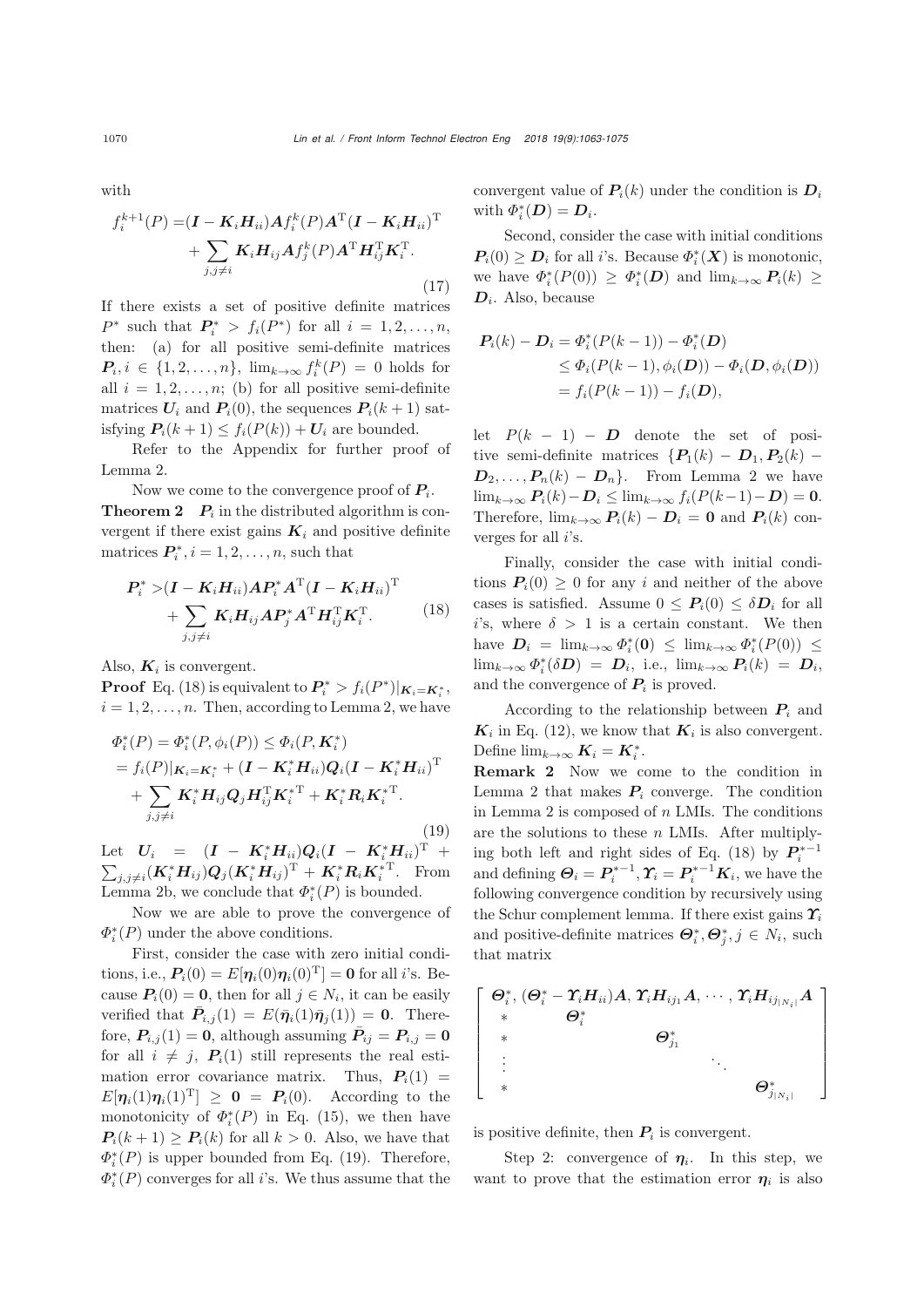with

$$
\begin{aligned}
f_i^{k+1}(P) =&(\boldsymbol{I}-\boldsymbol{K}_i\boldsymbol{H}_{ii})\boldsymbol{A}f_i^k(P)\boldsymbol{A}^{\mathrm{T}}(\boldsymbol{I}-\boldsymbol{K}_i\boldsymbol{H}_{ii})^{\mathrm{T}}\\
&+\sum_{j,j\neq i}\boldsymbol{K}_i\boldsymbol{H}_{ij}\boldsymbol{A}f_j^k(P)\boldsymbol{A}^{\mathrm{T}}\boldsymbol{H}_{ij}^{\mathrm{T}}\boldsymbol{K}_i^{\mathrm{T}}.
\end{aligned}
\tag{17}
$$

If there exists a set of positive definite matrices $P^*$ such that $\boldsymbol{P}_i^* > f_i(P^*)$ for all $i=1,2,\ldots,n$, then: (a) for all positive semi-definite matrices $\boldsymbol{P}_i, i\in\{1,2,\ldots,n\}$, $\lim_{k\to\infty} f_i^k(P)=0$ holds for all $i=1,2,\ldots,n$; (b) for all positive semi-definite matrices $\boldsymbol{U}_i$ and $\boldsymbol{P}_i(0)$, the sequences $\boldsymbol{P}_i(k+1)$ satisfying $\boldsymbol{P}_i(k+1)\leq f_i(P(k))+\boldsymbol{U}_i$ are bounded.

Refer to the Appendix for further proof of Lemma 2.

Now we come to the convergence proof of $\boldsymbol{P}_i$.

**Theorem 2** $\boldsymbol{P}_i$ in the distributed algorithm is convergent if there exist gains $\boldsymbol{K}_i$ and positive definite matrices $\boldsymbol{P}_i^*, i=1,2,\ldots,n$, such that

$$
\begin{aligned}
\boldsymbol{P}_i^* >&(\boldsymbol{I}-\boldsymbol{K}_i\boldsymbol{H}_{ii})\boldsymbol{A}\boldsymbol{P}_i^*\boldsymbol{A}^{\mathrm{T}}(\boldsymbol{I}-\boldsymbol{K}_i\boldsymbol{H}_{ii})^{\mathrm{T}}\\
&+\sum_{j,j\neq i}\boldsymbol{K}_i\boldsymbol{H}_{ij}\boldsymbol{A}\boldsymbol{P}_j^*\boldsymbol{A}^{\mathrm{T}}\boldsymbol{H}_{ij}^{\mathrm{T}}\boldsymbol{K}_i^{\mathrm{T}}.
\end{aligned}
\tag{18}
$$

Also, $\boldsymbol{K}_i$ is convergent.

**Proof** Eq. (18) is equivalent to $\boldsymbol{P}_i^* > f_i(P^*)|_{\boldsymbol{K}_i=\boldsymbol{K}_i^*}$, $i=1,2,\ldots,n$. Then, according to Lemma 2, we have

$$
\begin{aligned}
\Phi_i^*(P) &= \Phi_i^*(P,\phi_i(P)) \leq \Phi_i(P,\boldsymbol{K}_i^*)\\
&= f_i(P)|_{\boldsymbol{K}_i=\boldsymbol{K}_i^*} + (\boldsymbol{I}-\boldsymbol{K}_i^*\boldsymbol{H}_{ii})\boldsymbol{Q}_i(\boldsymbol{I}-\boldsymbol{K}_i^*\boldsymbol{H}_{ii})^{\mathrm{T}}\\
&\quad+\sum_{j,j\neq i}\boldsymbol{K}_i^*\boldsymbol{H}_{ij}\boldsymbol{Q}_j\boldsymbol{H}_{ij}^{\mathrm{T}}\boldsymbol{K}_i^{*\mathrm{T}} + \boldsymbol{K}_i^*\boldsymbol{R}_i\boldsymbol{K}_i^{*\mathrm{T}}.
\end{aligned}
\tag{19}
$$

Let $\boldsymbol{U}_i = (\boldsymbol{I}-\boldsymbol{K}_i^*\boldsymbol{H}_{ii})\boldsymbol{Q}_i(\boldsymbol{I}-\boldsymbol{K}_i^*\boldsymbol{H}_{ii})^{\mathrm{T}} + \sum_{j,j\neq i}(\boldsymbol{K}_i^*\boldsymbol{H}_{ij})\boldsymbol{Q}_j(\boldsymbol{K}_i^*\boldsymbol{H}_{ij})^{\mathrm{T}} + \boldsymbol{K}_i^*\boldsymbol{R}_i\boldsymbol{K}_i^{*\mathrm{T}}$. From Lemma 2b, we conclude that $\Phi_i^*(P)$ is bounded.

Now we are able to prove the convergence of $\Phi_i^*(P)$ under the above conditions.

First, consider the case with zero initial conditions, i.e., $\boldsymbol{P}_i(0)=E[\boldsymbol{\eta}_i(0)\boldsymbol{\eta}_i(0)^{\mathrm{T}}]=\boldsymbol{0}$ for all $i$'s. Because $\boldsymbol{P}_i(0)=\boldsymbol{0}$, then for all $j\in N_i$, it can be easily verified that $\bar{\boldsymbol{P}}_{i,j}(1)=E(\bar{\boldsymbol{\eta}}_i(1)\bar{\boldsymbol{\eta}}_j(1))=\boldsymbol{0}$. Therefore, $\boldsymbol{P}_{i,j}(1)=\boldsymbol{0}$, although assuming $\bar{\boldsymbol{P}}_{ij}=\boldsymbol{P}_{i,j}=\boldsymbol{0}$ for all $i\neq j$, $\boldsymbol{P}_i(1)$ still represents the real estimation error covariance matrix. Thus, $\boldsymbol{P}_i(1)=E[\boldsymbol{\eta}_i(1)\boldsymbol{\eta}_i(1)^{\mathrm{T}}]\geq\boldsymbol{0}=\boldsymbol{P}_i(0)$. According to the monotonicity of $\Phi_i^*(P)$ in Eq. (15), we then have $\boldsymbol{P}_i(k+1)\geq\boldsymbol{P}_i(k)$ for all $k>0$. Also, we have that $\Phi_i^*(P)$ is upper bounded from Eq. (19). Therefore, $\Phi_i^*(P)$ converges for all $i$'s. We thus assume that the convergent value of $\boldsymbol{P}_i(k)$ under the condition is $\boldsymbol{D}_i$ with $\Phi_i^*(\boldsymbol{D})=\boldsymbol{D}_i$.

Second, consider the case with initial conditions $\boldsymbol{P}_i(0)\geq\boldsymbol{D}_i$ for all $i$'s. Because $\Phi_i^*(\boldsymbol{X})$ is monotonic, we have $\Phi_i^*(P(0))\geq\Phi_i^*(\boldsymbol{D})$ and $\lim_{k\to\infty}\boldsymbol{P}_i(k)\geq\boldsymbol{D}_i$. Also, because

$$
\begin{aligned}
\boldsymbol{P}_i(k)-\boldsymbol{D}_i &= \Phi_i^*(P(k-1))-\Phi_i^*(\boldsymbol{D})\\
&\leq \Phi_i(P(k-1),\phi_i(\boldsymbol{D}))-\Phi_i(\boldsymbol{D},\phi_i(\boldsymbol{D}))\\
&= f_i(P(k-1))-f_i(\boldsymbol{D}),
\end{aligned}
$$

let $P(k-1)-\boldsymbol{D}$ denote the set of positive semi-definite matrices $\{\boldsymbol{P}_1(k)-\boldsymbol{D}_1,\boldsymbol{P}_2(k)-\boldsymbol{D}_2,\ldots,\boldsymbol{P}_n(k)-\boldsymbol{D}_n\}$. From Lemma 2 we have $\lim_{k\to\infty}\boldsymbol{P}_i(k)-\boldsymbol{D}_i\leq\lim_{k\to\infty}f_i(P(k-1)-\boldsymbol{D})=\boldsymbol{0}$. Therefore, $\lim_{k\to\infty}\boldsymbol{P}_i(k)-\boldsymbol{D}_i=\boldsymbol{0}$ and $\boldsymbol{P}_i(k)$ converges for all $i$'s.

Finally, consider the case with initial conditions $\boldsymbol{P}_i(0)\geq 0$ for any $i$ and neither of the above cases is satisfied. Assume $0\leq\boldsymbol{P}_i(0)\leq\delta\boldsymbol{D}_i$ for all $i$'s, where $\delta>1$ is a certain constant. We then have $\boldsymbol{D}_i=\lim_{k\to\infty}\Phi_i^*(\boldsymbol{0})\leq\lim_{k\to\infty}\Phi_i^*(P(0))\leq\lim_{k\to\infty}\Phi_i^*(\delta\boldsymbol{D})=\boldsymbol{D}_i$, i.e., $\lim_{k\to\infty}\boldsymbol{P}_i(k)=\boldsymbol{D}_i$, and the convergence of $\boldsymbol{P}_i$ is proved.

According to the relationship between $\boldsymbol{P}_i$ and $\boldsymbol{K}_i$ in Eq. (12), we know that $\boldsymbol{K}_i$ is also convergent. Define $\lim_{k\to\infty}\boldsymbol{K}_i=\boldsymbol{K}_i^*$.

**Remark 2** Now we come to the condition in Lemma 2 that makes $\boldsymbol{P}_i$ converge. The condition in Lemma 2 is composed of $n$ LMIs. The conditions are the solutions to these $n$ LMIs. After multiplying both left and right sides of Eq. (18) by $\boldsymbol{P}_i^{*-1}$ and defining $\boldsymbol{\Theta}_i=\boldsymbol{P}_i^{*-1}, \boldsymbol{\Upsilon}_i=\boldsymbol{P}_i^{*-1}\boldsymbol{K}_i$, we have the following convergence condition by recursively using the Schur complement lemma. If there exist gains $\boldsymbol{\Upsilon}_i$ and positive-definite matrices $\boldsymbol{\Theta}_i^*, \boldsymbol{\Theta}_j^*, j\in N_i$, such that matrix

$$
\begin{bmatrix}
\boldsymbol{\Theta}_i^*, & (\boldsymbol{\Theta}_i^*-\boldsymbol{\Upsilon}_i\boldsymbol{H}_{ii})\boldsymbol{A}, & \boldsymbol{\Upsilon}_i\boldsymbol{H}_{ij_1}\boldsymbol{A}, & \cdots, & \boldsymbol{\Upsilon}_i\boldsymbol{H}_{ij_{|N_i|}}\boldsymbol{A}\\
* & \boldsymbol{\Theta}_i^* & & & \\
* & & \boldsymbol{\Theta}_{j_1}^* & & \\
\vdots & & & \ddots & \\
* & & & & \boldsymbol{\Theta}_{j_{|N_i|}}^*
\end{bmatrix}
$$

is positive definite, then $\boldsymbol{P}_i$ is convergent.

Step 2: convergence of $\boldsymbol{\eta}_i$. In this step, we want to prove that the estimation error $\boldsymbol{\eta}_i$ is also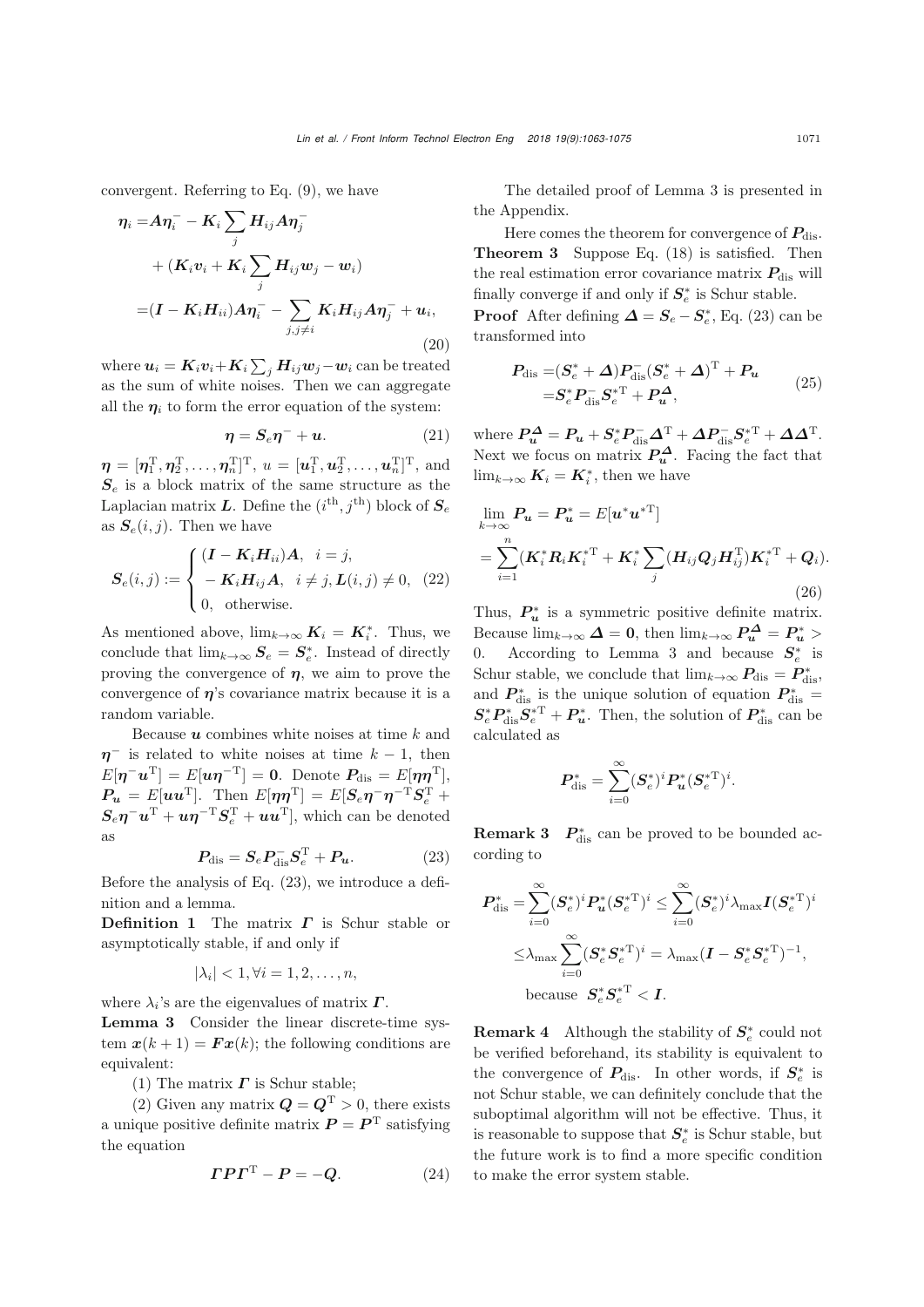convergent. Referring to Eq. (9), we have

$$\begin{aligned}\boldsymbol{\eta}_i =& \boldsymbol{A}\boldsymbol{\eta}_i^- - \boldsymbol{K}_i \sum_j \boldsymbol{H}_{ij}\boldsymbol{A}\boldsymbol{\eta}_j^- \\ &+ (\boldsymbol{K}_i\boldsymbol{v}_i + \boldsymbol{K}_i \sum_j \boldsymbol{H}_{ij}\boldsymbol{w}_j - \boldsymbol{w}_i) \\ =& (\boldsymbol{I} - \boldsymbol{K}_i\boldsymbol{H}_{ii})\boldsymbol{A}\boldsymbol{\eta}_i^- - \sum_{j,j\neq i} \boldsymbol{K}_i\boldsymbol{H}_{ij}\boldsymbol{A}\boldsymbol{\eta}_j^- + \boldsymbol{u}_i,\end{aligned} \tag{20}$$

where $\boldsymbol{u}_i = \boldsymbol{K}_i\boldsymbol{v}_i + \boldsymbol{K}_i\sum_j \boldsymbol{H}_{ij}\boldsymbol{w}_j - \boldsymbol{w}_i$ can be treated as the sum of white noises. Then we can aggregate all the $\boldsymbol{\eta}_i$ to form the error equation of the system:

$$\boldsymbol{\eta} = \boldsymbol{S}_e\boldsymbol{\eta}^- + \boldsymbol{u}. \tag{21}$$

$\boldsymbol{\eta} = [\boldsymbol{\eta}_1^{\mathrm{T}}, \boldsymbol{\eta}_2^{\mathrm{T}}, \ldots, \boldsymbol{\eta}_n^{\mathrm{T}}]^{\mathrm{T}}$, $u = [\boldsymbol{u}_1^{\mathrm{T}}, \boldsymbol{u}_2^{\mathrm{T}}, \ldots, \boldsymbol{u}_n^{\mathrm{T}}]^{\mathrm{T}}$, and $\boldsymbol{S}_e$ is a block matrix of the same structure as the Laplacian matrix $\boldsymbol{L}$. Define the $(i^{\text{th}}, j^{\text{th}})$ block of $\boldsymbol{S}_e$ as $\boldsymbol{S}_e(i,j)$. Then we have

$$\boldsymbol{S}_e(i,j) := \begin{cases} (\boldsymbol{I} - \boldsymbol{K}_i\boldsymbol{H}_{ii})\boldsymbol{A}, & i = j, \\ -\boldsymbol{K}_i\boldsymbol{H}_{ij}\boldsymbol{A}, & i \neq j, \boldsymbol{L}(i,j) \neq 0, \\ 0, & \text{otherwise}. \end{cases} \tag{22}$$

As mentioned above, $\lim_{k\to\infty} \boldsymbol{K}_i = \boldsymbol{K}_i^*$. Thus, we conclude that $\lim_{k\to\infty} \boldsymbol{S}_e = \boldsymbol{S}_e^*$. Instead of directly proving the convergence of $\boldsymbol{\eta}$, we aim to prove the convergence of $\boldsymbol{\eta}$'s covariance matrix because it is a random variable.

Because $\boldsymbol{u}$ combines white noises at time $k$ and $\boldsymbol{\eta}^-$ is related to white noises at time $k-1$, then $E[\boldsymbol{\eta}^-\boldsymbol{u}^{\mathrm{T}}] = E[\boldsymbol{u}\boldsymbol{\eta}^{-\mathrm{T}}] = \boldsymbol{0}$. Denote $\boldsymbol{P}_{\text{dis}} = E[\boldsymbol{\eta}\boldsymbol{\eta}^{\mathrm{T}}]$, $\boldsymbol{P}_{\boldsymbol{u}} = E[\boldsymbol{u}\boldsymbol{u}^{\mathrm{T}}]$. Then $E[\boldsymbol{\eta}\boldsymbol{\eta}^{\mathrm{T}}] = E[\boldsymbol{S}_e\boldsymbol{\eta}^-\boldsymbol{\eta}^{-\mathrm{T}}\boldsymbol{S}_e^{\mathrm{T}} + \boldsymbol{S}_e\boldsymbol{\eta}^-\boldsymbol{u}^{\mathrm{T}} + \boldsymbol{u}\boldsymbol{\eta}^{-\mathrm{T}}\boldsymbol{S}_e^{\mathrm{T}} + \boldsymbol{u}\boldsymbol{u}^{\mathrm{T}}]$, which can be denoted as

$$\boldsymbol{P}_{\text{dis}} = \boldsymbol{S}_e\boldsymbol{P}_{\text{dis}}^-\boldsymbol{S}_e^{\mathrm{T}} + \boldsymbol{P}_{\boldsymbol{u}}. \tag{23}$$

Before the analysis of Eq. (23), we introduce a definition and a lemma.

**Definition 1** The matrix $\boldsymbol{\Gamma}$ is Schur stable or asymptotically stable, if and only if

$$|\lambda_i| < 1, \forall i = 1, 2, \ldots, n,$$

where $\lambda_i$'s are the eigenvalues of matrix $\boldsymbol{\Gamma}$.

**Lemma 3** Consider the linear discrete-time system $\boldsymbol{x}(k+1) = \boldsymbol{F}\boldsymbol{x}(k)$; the following conditions are equivalent:

(1) The matrix $\boldsymbol{\Gamma}$ is Schur stable;

(2) Given any matrix $\boldsymbol{Q} = \boldsymbol{Q}^{\mathrm{T}} > 0$, there exists a unique positive definite matrix $\boldsymbol{P} = \boldsymbol{P}^{\mathrm{T}}$ satisfying the equation

$$\boldsymbol{\Gamma}\boldsymbol{P}\boldsymbol{\Gamma}^{\mathrm{T}} - \boldsymbol{P} = -\boldsymbol{Q}. \tag{24}$$

The detailed proof of Lemma 3 is presented in the Appendix.

Here comes the theorem for convergence of $\boldsymbol{P}_{\text{dis}}$.

**Theorem 3** Suppose Eq. (18) is satisfied. Then the real estimation error covariance matrix $\boldsymbol{P}_{\text{dis}}$ will finally converge if and only if $\boldsymbol{S}_e^*$ is Schur stable.

**Proof** After defining $\boldsymbol{\Delta} = \boldsymbol{S}_e - \boldsymbol{S}_e^*$, Eq. (23) can be transformed into

$$\begin{aligned}\boldsymbol{P}_{\text{dis}} =& (\boldsymbol{S}_e^* + \boldsymbol{\Delta})\boldsymbol{P}_{\text{dis}}^-(\boldsymbol{S}_e^* + \boldsymbol{\Delta})^{\mathrm{T}} + \boldsymbol{P}_{\boldsymbol{u}} \\ =& \boldsymbol{S}_e^*\boldsymbol{P}_{\text{dis}}^-\boldsymbol{S}_e^{*\mathrm{T}} + \boldsymbol{P}_{\boldsymbol{u}}^{\boldsymbol{\Delta}},\end{aligned} \tag{25}$$

where $\boldsymbol{P}_{\boldsymbol{u}}^{\boldsymbol{\Delta}} = \boldsymbol{P}_{\boldsymbol{u}} + \boldsymbol{S}_e^*\boldsymbol{P}_{\text{dis}}^-\boldsymbol{\Delta}^{\mathrm{T}} + \boldsymbol{\Delta}\boldsymbol{P}_{\text{dis}}^-\boldsymbol{S}_e^{*\mathrm{T}} + \boldsymbol{\Delta}\boldsymbol{\Delta}^{\mathrm{T}}$. Next we focus on matrix $\boldsymbol{P}_{\boldsymbol{u}}^{\boldsymbol{\Delta}}$. Facing the fact that $\lim_{k\to\infty} \boldsymbol{K}_i = \boldsymbol{K}_i^*$, then we have

$$\begin{aligned}&\lim_{k\to\infty} \boldsymbol{P}_{\boldsymbol{u}} = \boldsymbol{P}_{\boldsymbol{u}}^* = E[\boldsymbol{u}^*\boldsymbol{u}^{*\mathrm{T}}] \\ &= \sum_{i=1}^n (\boldsymbol{K}_i^*\boldsymbol{R}_i\boldsymbol{K}_i^{*\mathrm{T}} + \boldsymbol{K}_i^*\sum_j (\boldsymbol{H}_{ij}\boldsymbol{Q}_j\boldsymbol{H}_{ij}^{\mathrm{T}})\boldsymbol{K}_i^{*\mathrm{T}} + \boldsymbol{Q}_i).\end{aligned} \tag{26}$$

Thus, $\boldsymbol{P}_{\boldsymbol{u}}^*$ is a symmetric positive definite matrix. Because $\lim_{k\to\infty} \boldsymbol{\Delta} = \boldsymbol{0}$, then $\lim_{k\to\infty} \boldsymbol{P}_{\boldsymbol{u}}^{\boldsymbol{\Delta}} = \boldsymbol{P}_{\boldsymbol{u}}^* > 0$. According to Lemma 3 and because $\boldsymbol{S}_e^*$ is Schur stable, we conclude that $\lim_{k\to\infty} \boldsymbol{P}_{\text{dis}} = \boldsymbol{P}_{\text{dis}}^*$, and $\boldsymbol{P}_{\text{dis}}^*$ is the unique solution of equation $\boldsymbol{P}_{\text{dis}}^* = \boldsymbol{S}_e^*\boldsymbol{P}_{\text{dis}}^*\boldsymbol{S}_e^{*\mathrm{T}} + \boldsymbol{P}_{\boldsymbol{u}}^*$. Then, the solution of $\boldsymbol{P}_{\text{dis}}^*$ can be calculated as

$$\boldsymbol{P}_{\text{dis}}^* = \sum_{i=0}^{\infty} (\boldsymbol{S}_e^*)^i\boldsymbol{P}_{\boldsymbol{u}}^*(\boldsymbol{S}_e^{*\mathrm{T}})^i.$$

**Remark 3** $\boldsymbol{P}_{\text{dis}}^*$ can be proved to be bounded according to

$$\begin{aligned}\boldsymbol{P}_{\text{dis}}^* =& \sum_{i=0}^{\infty} (\boldsymbol{S}_e^*)^i\boldsymbol{P}_{\boldsymbol{u}}^*(\boldsymbol{S}_e^{*\mathrm{T}})^i \leq \sum_{i=0}^{\infty} (\boldsymbol{S}_e^*)^i\lambda_{\max}\boldsymbol{I}(\boldsymbol{S}_e^{*\mathrm{T}})^i \\ \leq& \lambda_{\max}\sum_{i=0}^{\infty} (\boldsymbol{S}_e^*\boldsymbol{S}_e^{*\mathrm{T}})^i = \lambda_{\max}(\boldsymbol{I} - \boldsymbol{S}_e^*\boldsymbol{S}_e^{*\mathrm{T}})^{-1}, \\ &\text{because } \boldsymbol{S}_e^*\boldsymbol{S}_e^{*\mathrm{T}} < \boldsymbol{I}.\end{aligned}$$

**Remark 4** Although the stability of $\boldsymbol{S}_e^*$ could not be verified beforehand, its stability is equivalent to the convergence of $\boldsymbol{P}_{\text{dis}}$. In other words, if $\boldsymbol{S}_e^*$ is not Schur stable, we can definitely conclude that the suboptimal algorithm will not be effective. Thus, it is reasonable to suppose that $\boldsymbol{S}_e^*$ is Schur stable, but the future work is to find a more specific condition to make the error system stable.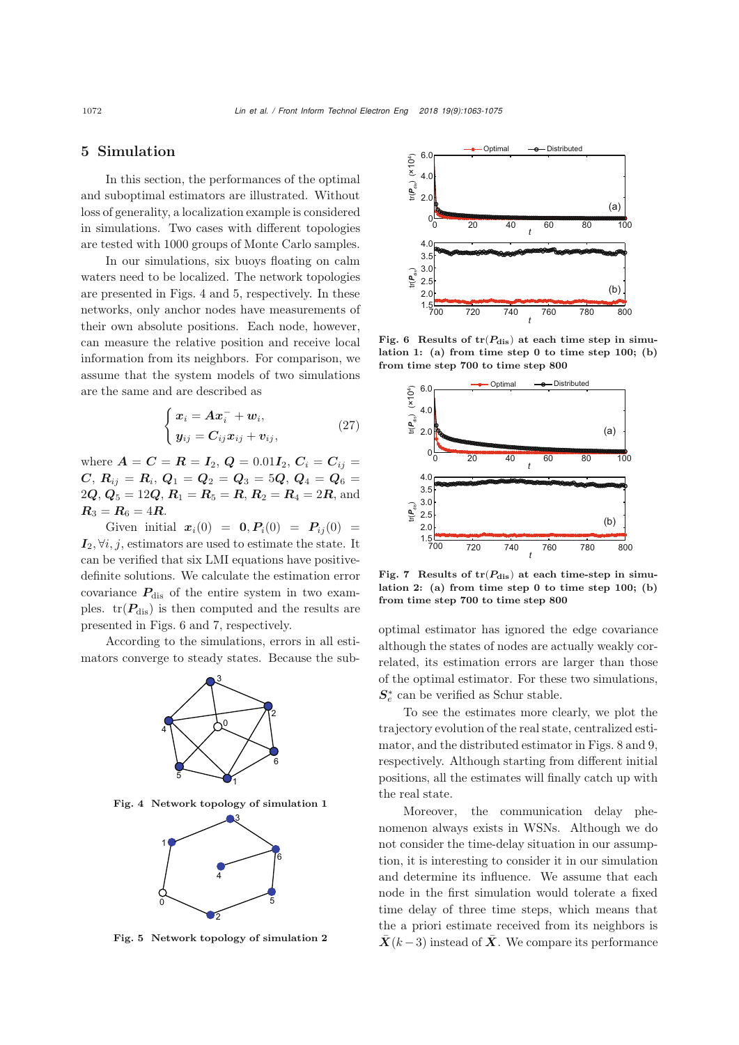## 5 Simulation

In this section, the performances of the optimal and suboptimal estimators are illustrated. Without loss of generality, a localization example is considered in simulations. Two cases with different topologies are tested with 1000 groups of Monte Carlo samples.

In our simulations, six buoys floating on calm waters need to be localized. The network topologies are presented in Figs. 4 and 5, respectively. In these networks, only anchor nodes have measurements of their own absolute positions. Each node, however, can measure the relative position and receive local information from its neighbors. For comparison, we assume that the system models of two simulations are the same and are described as

$$\begin{cases} \boldsymbol{x}_i = \boldsymbol{A}\boldsymbol{x}_i^- + \boldsymbol{w}_i, \\ \boldsymbol{y}_{ij} = \boldsymbol{C}_{ij}\boldsymbol{x}_{ij} + \boldsymbol{v}_{ij}, \end{cases} \tag{27}$$

where $\boldsymbol{A} = \boldsymbol{C} = \boldsymbol{R} = \boldsymbol{I}_2$, $\boldsymbol{Q} = 0.01\boldsymbol{I}_2$, $\boldsymbol{C}_i = \boldsymbol{C}_{ij} = \boldsymbol{C}$, $\boldsymbol{R}_{ij} = \boldsymbol{R}_i$, $\boldsymbol{Q}_1 = \boldsymbol{Q}_2 = \boldsymbol{Q}_3 = 5\boldsymbol{Q}$, $\boldsymbol{Q}_4 = \boldsymbol{Q}_6 = 2\boldsymbol{Q}$, $\boldsymbol{Q}_5 = 12\boldsymbol{Q}$, $\boldsymbol{R}_1 = \boldsymbol{R}_5 = \boldsymbol{R}$, $\boldsymbol{R}_2 = \boldsymbol{R}_4 = 2\boldsymbol{R}$, and $\boldsymbol{R}_3 = \boldsymbol{R}_6 = 4\boldsymbol{R}$.

Given initial $\boldsymbol{x}_i(0) = \boldsymbol{0}, \boldsymbol{P}_i(0) = \boldsymbol{P}_{ij}(0) = \boldsymbol{I}_2, \forall i, j$, estimators are used to estimate the state. It can be verified that six LMI equations have positive-definite solutions. We calculate the estimation error covariance $\boldsymbol{P}_{\text{dis}}$ of the entire system in two examples. $\text{tr}(\boldsymbol{P}_{\text{dis}})$ is then computed and the results are presented in Figs. 6 and 7, respectively.

According to the simulations, errors in all estimators converge to steady states. Because the suboptimal estimator has ignored the edge covariance although the states of nodes are actually weakly correlated, its estimation errors are larger than those of the optimal estimator. For these two simulations, $\boldsymbol{S}_e^*$ can be verified as Schur stable.

Fig. 4 Network topology of simulation 1

Fig. 5 Network topology of simulation 2

Fig. 6 Results of $\text{tr}(\boldsymbol{P}_{\text{dis}})$ at each time step in simulation 1: (a) from time step 0 to time step 100; (b) from time step 700 to time step 800

Fig. 7 Results of $\text{tr}(\boldsymbol{P}_{\text{dis}})$ at each time-step in simulation 2: (a) from time step 0 to time step 100; (b) from time step 700 to time step 800

To see the estimates more clearly, we plot the trajectory evolution of the real state, centralized estimator, and the distributed estimator in Figs. 8 and 9, respectively. Although starting from different initial positions, all the estimates will finally catch up with the real state.

Moreover, the communication delay phenomenon always exists in WSNs. Although we do not consider the time-delay situation in our assumption, it is interesting to consider it in our simulation and determine its influence. We assume that each node in the first simulation would tolerate a fixed time delay of three time steps, which means that the a priori estimate received from its neighbors is $\bar{\boldsymbol{X}}(k-3)$ instead of $\bar{\boldsymbol{X}}$. We compare its performance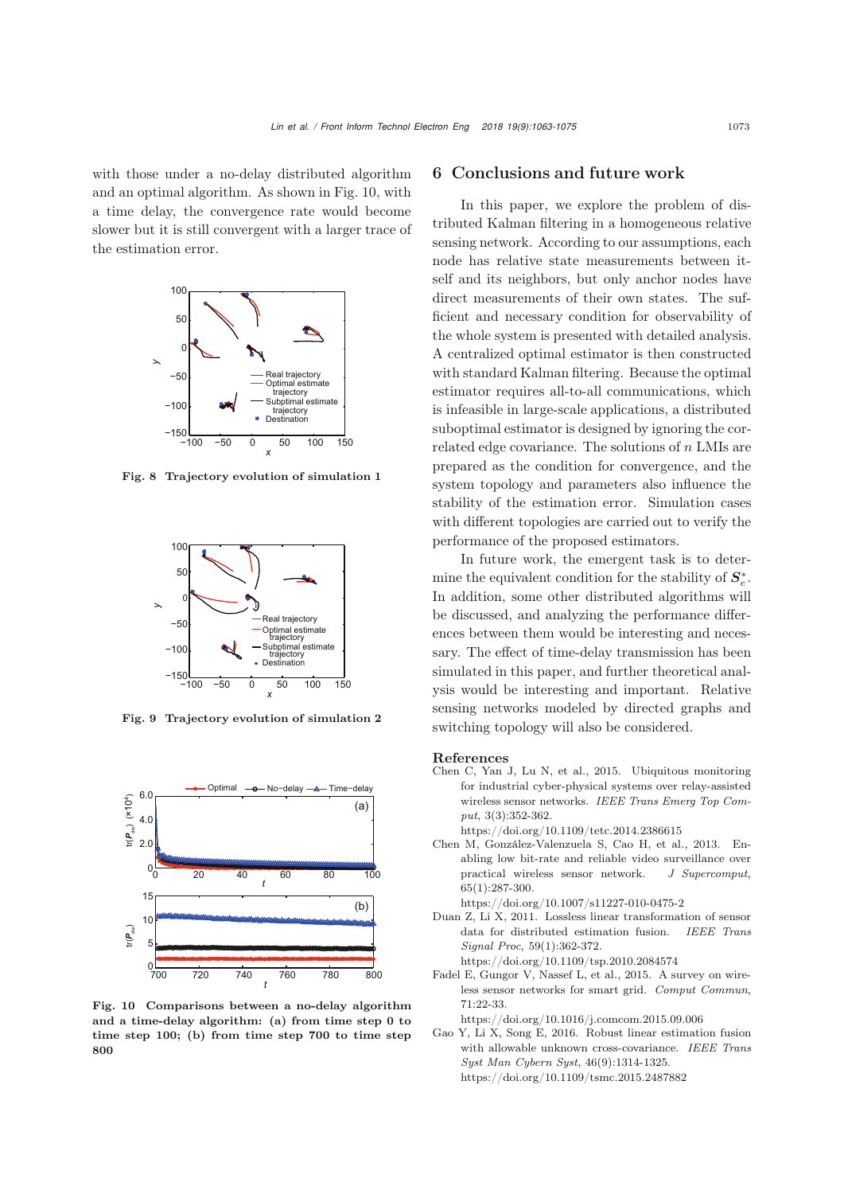with those under a no-delay distributed algorithm and an optimal algorithm. As shown in Fig. 10, with a time delay, the convergence rate would become slower but it is still convergent with a larger trace of the estimation error.

**Fig. 8 Trajectory evolution of simulation 1**

**Fig. 9 Trajectory evolution of simulation 2**

**Fig. 10 Comparisons between a no-delay algorithm and a time-delay algorithm: (a) from time step 0 to time step 100; (b) from time step 700 to time step 800**

## 6 Conclusions and future work

In this paper, we explore the problem of distributed Kalman filtering in a homogeneous relative sensing network. According to our assumptions, each node has relative state measurements between itself and its neighbors, but only anchor nodes have direct measurements of their own states. The sufficient and necessary condition for observability of the whole system is presented with detailed analysis. A centralized optimal estimator is then constructed with standard Kalman filtering. Because the optimal estimator requires all-to-all communications, which is infeasible in large-scale applications, a distributed suboptimal estimator is designed by ignoring the correlated edge covariance. The solutions of $n$ LMIs are prepared as the condition for convergence, and the system topology and parameters also influence the stability of the estimation error. Simulation cases with different topologies are carried out to verify the performance of the proposed estimators.

In future work, the emergent task is to determine the equivalent condition for the stability of $\boldsymbol{S}_e^*$. In addition, some other distributed algorithms will be discussed, and analyzing the performance differences between them would be interesting and necessary. The effect of time-delay transmission has been simulated in this paper, and further theoretical analysis would be interesting and important. Relative sensing networks modeled by directed graphs and switching topology will also be considered.

## References

Chen C, Yan J, Lu N, et al., 2015. Ubiquitous monitoring for industrial cyber-physical systems over relay-assisted wireless sensor networks. *IEEE Trans Emerg Top Comput*, 3(3):352-362. https://doi.org/10.1109/tetc.2014.2386615

Chen M, González-Valenzuela S, Cao H, et al., 2013. Enabling low bit-rate and reliable video surveillance over practical wireless sensor network. *J Supercomput*, 65(1):287-300. https://doi.org/10.1007/s11227-010-0475-2

Duan Z, Li X, 2011. Lossless linear transformation of sensor data for distributed estimation fusion. *IEEE Trans Signal Proc*, 59(1):362-372. https://doi.org/10.1109/tsp.2010.2084574

Fadel E, Gungor V, Nassef L, et al., 2015. A survey on wireless sensor networks for smart grid. *Comput Commun*, 71:22-33. https://doi.org/10.1016/j.comcom.2015.09.006

Gao Y, Li X, Song E, 2016. Robust linear estimation fusion with allowable unknown cross-covariance. *IEEE Trans Syst Man Cybern Syst*, 46(9):1314-1325. https://doi.org/10.1109/tsmc.2015.2487882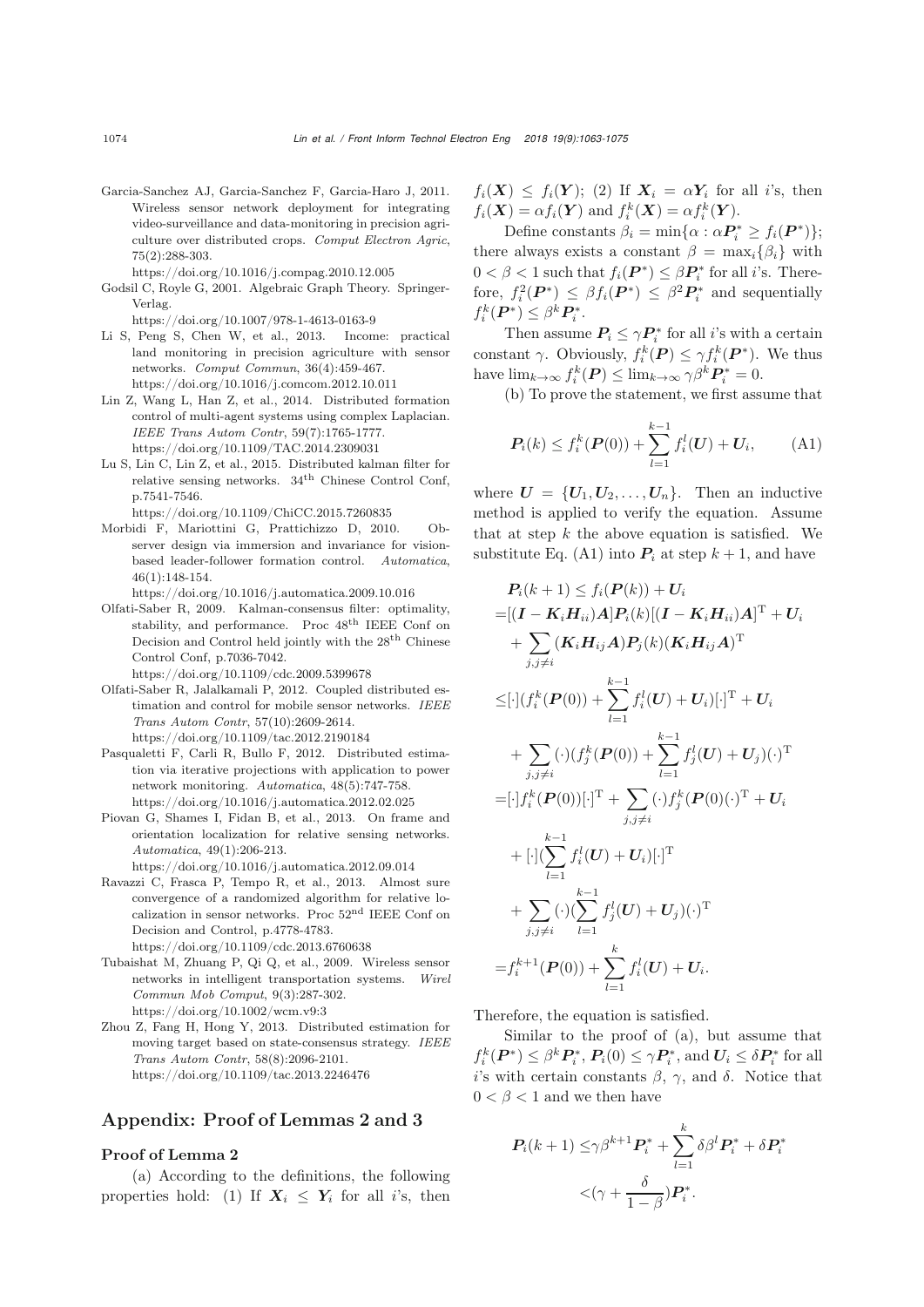Garcia-Sanchez AJ, Garcia-Sanchez F, Garcia-Haro J, 2011. Wireless sensor network deployment for integrating video-surveillance and data-monitoring in precision agriculture over distributed crops. *Comput Electron Agric*, 75(2):288-303.
https://doi.org/10.1016/j.compag.2010.12.005

Godsil C, Royle G, 2001. Algebraic Graph Theory. Springer-Verlag.
https://doi.org/10.1007/978-1-4613-0163-9

Li S, Peng S, Chen W, et al., 2013. Income: practical land monitoring in precision agriculture with sensor networks. *Comput Commun*, 36(4):459-467.
https://doi.org/10.1016/j.comcom.2012.10.011

Lin Z, Wang L, Han Z, et al., 2014. Distributed formation control of multi-agent systems using complex Laplacian. *IEEE Trans Autom Contr*, 59(7):1765-1777.
https://doi.org/10.1109/TAC.2014.2309031

Lu S, Lin C, Lin Z, et al., 2015. Distributed kalman filter for relative sensing networks. 34th Chinese Control Conf, p.7541-7546.
https://doi.org/10.1109/ChiCC.2015.7260835

Morbidi F, Mariottini G, Prattichizzo D, 2010. Observer design via immersion and invariance for vision-based leader-follower formation control. *Automatica*, 46(1):148-154.
https://doi.org/10.1016/j.automatica.2009.10.016

Olfati-Saber R, 2009. Kalman-consensus filter: optimality, stability, and performance. Proc 48th IEEE Conf on Decision and Control held jointly with the 28th Chinese Control Conf, p.7036-7042.
https://doi.org/10.1109/cdc.2009.5399678

Olfati-Saber R, Jalalkamali P, 2012. Coupled distributed estimation and control for mobile sensor networks. *IEEE Trans Autom Contr*, 57(10):2609-2614.
https://doi.org/10.1109/tac.2012.2190184

Pasqualetti F, Carli R, Bullo F, 2012. Distributed estimation via iterative projections with application to power network monitoring. *Automatica*, 48(5):747-758.
https://doi.org/10.1016/j.automatica.2012.02.025

Piovan G, Shames I, Fidan B, et al., 2013. On frame and orientation localization for relative sensing networks. *Automatica*, 49(1):206-213.
https://doi.org/10.1016/j.automatica.2012.09.014

Ravazzi C, Frasca P, Tempo R, et al., 2013. Almost sure convergence of a randomized algorithm for relative localization in sensor networks. Proc 52nd IEEE Conf on Decision and Control, p.4778-4783.
https://doi.org/10.1109/cdc.2013.6760638

Tubaishat M, Zhuang P, Qi Q, et al., 2009. Wireless sensor networks in intelligent transportation systems. *Wirel Commun Mob Comput*, 9(3):287-302.
https://doi.org/10.1002/wcm.v9:3

Zhou Z, Fang H, Hong Y, 2013. Distributed estimation for moving target based on state-consensus strategy. *IEEE Trans Autom Contr*, 58(8):2096-2101.
https://doi.org/10.1109/tac.2013.2246476

## Appendix: Proof of Lemmas 2 and 3

### Proof of Lemma 2

(a) According to the definitions, the following properties hold: (1) If $\boldsymbol{X}_i \leq \boldsymbol{Y}_i$ for all $i$'s, then $f_i(\boldsymbol{X}) \leq f_i(\boldsymbol{Y})$; (2) If $\boldsymbol{X}_i = \alpha \boldsymbol{Y}_i$ for all $i$'s, then $f_i(\boldsymbol{X}) = \alpha f_i(\boldsymbol{Y})$ and $f_i^k(\boldsymbol{X}) = \alpha f_i^k(\boldsymbol{Y})$.

Define constants $\beta_i = \min\{\alpha : \alpha \boldsymbol{P}_i^* \geq f_i(\boldsymbol{P}^*)\}$; there always exists a constant $\beta = \max_i\{\beta_i\}$ with $0 < \beta < 1$ such that $f_i(\boldsymbol{P}^*) \leq \beta \boldsymbol{P}_i^*$ for all $i$'s. Therefore, $f_i^2(\boldsymbol{P}^*) \leq \beta f_i(\boldsymbol{P}^*) \leq \beta^2 \boldsymbol{P}_i^*$ and sequentially $f_i^k(\boldsymbol{P}^*) \leq \beta^k \boldsymbol{P}_i^*$.

Then assume $\boldsymbol{P}_i \leq \gamma \boldsymbol{P}_i^*$ for all $i$'s with a certain constant $\gamma$. Obviously, $f_i^k(\boldsymbol{P}) \leq \gamma f_i^k(\boldsymbol{P}^*)$. We thus have $\lim_{k\to\infty} f_i^k(\boldsymbol{P}) \leq \lim_{k\to\infty} \gamma \beta^k \boldsymbol{P}_i^* = 0$.

(b) To prove the statement, we first assume that

$$\boldsymbol{P}_i(k) \leq f_i^k(\boldsymbol{P}(0)) + \sum_{l=1}^{k-1} f_i^l(\boldsymbol{U}) + \boldsymbol{U}_i, \tag{A1}$$

where $\boldsymbol{U} = \{\boldsymbol{U}_1, \boldsymbol{U}_2, \ldots, \boldsymbol{U}_n\}$. Then an inductive method is applied to verify the equation. Assume that at step $k$ the above equation is satisfied. We substitute Eq. (A1) into $\boldsymbol{P}_i$ at step $k+1$, and have

$$\begin{aligned}
&\boldsymbol{P}_i(k+1) \leq f_i(\boldsymbol{P}(k)) + \boldsymbol{U}_i \\
=&[(\boldsymbol{I} - \boldsymbol{K}_i \boldsymbol{H}_{ii})\boldsymbol{A}]\boldsymbol{P}_i(k)[(\boldsymbol{I} - \boldsymbol{K}_i \boldsymbol{H}_{ii})\boldsymbol{A}]^{\mathrm{T}} + \boldsymbol{U}_i \\
&+ \sum_{j,j\neq i} (\boldsymbol{K}_i \boldsymbol{H}_{ij} \boldsymbol{A}) \boldsymbol{P}_j(k) (\boldsymbol{K}_i \boldsymbol{H}_{ij} \boldsymbol{A})^{\mathrm{T}} \\
\leq&[\cdot](f_i^k(\boldsymbol{P}(0)) + \sum_{l=1}^{k-1} f_i^l(\boldsymbol{U}) + \boldsymbol{U}_i)[\cdot]^{\mathrm{T}} + \boldsymbol{U}_i \\
&+ \sum_{j,j\neq i} (\cdot)(f_j^k(\boldsymbol{P}(0)) + \sum_{l=1}^{k-1} f_j^l(\boldsymbol{U}) + \boldsymbol{U}_j)(\cdot)^{\mathrm{T}} \\
=&[\cdot]f_i^k(\boldsymbol{P}(0))[\cdot]^{\mathrm{T}} + \sum_{j,j\neq i} (\cdot) f_j^k(\boldsymbol{P}(0)(\cdot)^{\mathrm{T}} + \boldsymbol{U}_i \\
&+ [\cdot](\sum_{l=1}^{k-1} f_i^l(\boldsymbol{U}) + \boldsymbol{U}_i)[\cdot]^{\mathrm{T}} \\
&+ \sum_{j,j\neq i} (\cdot)(\sum_{l=1}^{k-1} f_j^l(\boldsymbol{U}) + \boldsymbol{U}_j)(\cdot)^{\mathrm{T}} \\
=&f_i^{k+1}(\boldsymbol{P}(0)) + \sum_{l=1}^{k} f_i^l(\boldsymbol{U}) + \boldsymbol{U}_i.
\end{aligned}$$

Therefore, the equation is satisfied.

Similar to the proof of (a), but assume that $f_i^k(\boldsymbol{P}^*) \leq \beta^k \boldsymbol{P}_i^*$, $\boldsymbol{P}_i(0) \leq \gamma \boldsymbol{P}_i^*$, and $\boldsymbol{U}_i \leq \delta \boldsymbol{P}_i^*$ for all $i$'s with certain constants $\beta$, $\gamma$, and $\delta$. Notice that $0 < \beta < 1$ and we then have

$$\begin{aligned}
\boldsymbol{P}_i(k+1) \leq& \gamma \beta^{k+1} \boldsymbol{P}_i^* + \sum_{l=1}^{k} \delta \beta^l \boldsymbol{P}_i^* + \delta \boldsymbol{P}_i^* \\
<& (\gamma + \frac{\delta}{1-\beta}) \boldsymbol{P}_i^*.
\end{aligned}$$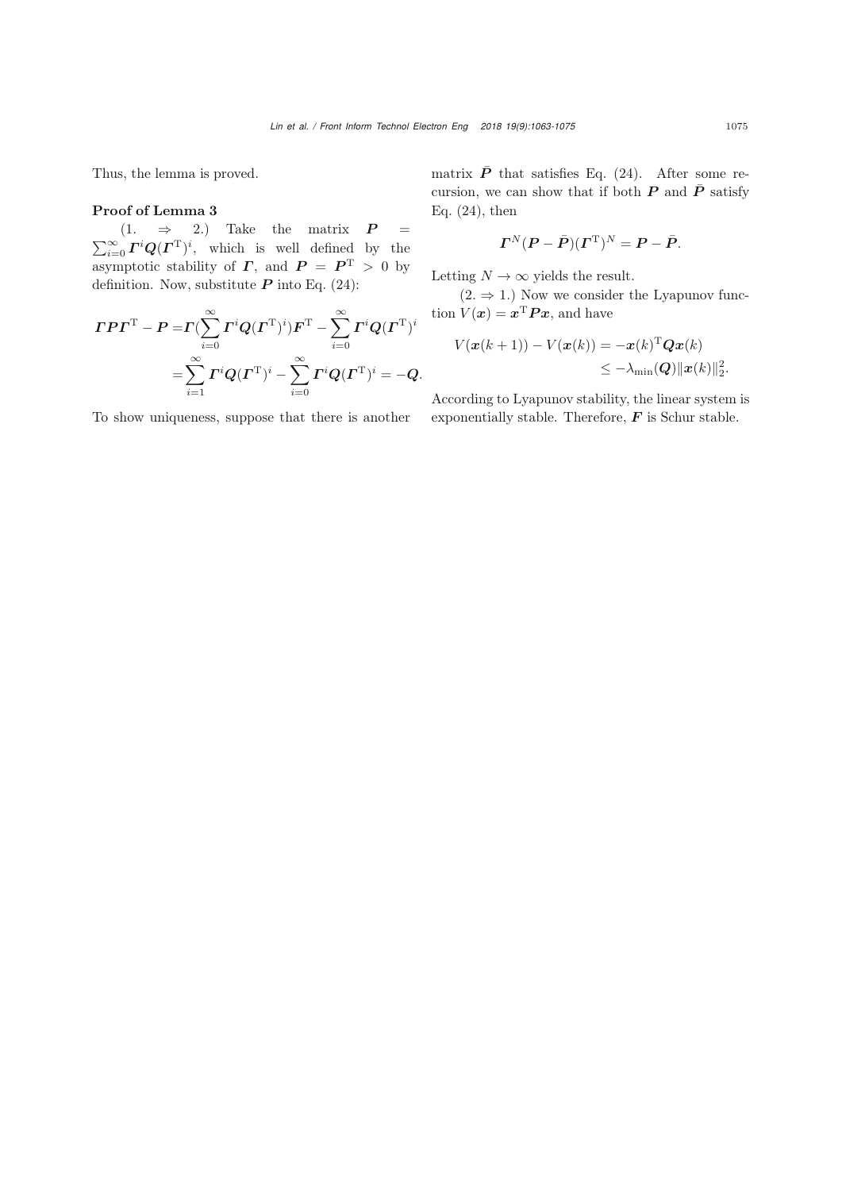Thus, the lemma is proved.

**Proof of Lemma 3**

(1. $\Rightarrow$ 2.) Take the matrix $\boldsymbol{P} = \sum_{i=0}^{\infty} \boldsymbol{\Gamma}^i \boldsymbol{Q} (\boldsymbol{\Gamma}^{\mathrm{T}})^i$, which is well defined by the asymptotic stability of $\boldsymbol{\Gamma}$, and $\boldsymbol{P} = \boldsymbol{P}^{\mathrm{T}} > 0$ by definition. Now, substitute $\boldsymbol{P}$ into Eq. (24):

$$
\begin{aligned}
\boldsymbol{\Gamma} \boldsymbol{P} \boldsymbol{\Gamma}^{\mathrm{T}} - \boldsymbol{P} =& \boldsymbol{\Gamma} (\sum_{i=0}^{\infty} \boldsymbol{\Gamma}^i \boldsymbol{Q} (\boldsymbol{\Gamma}^{\mathrm{T}})^i) \boldsymbol{F}^{\mathrm{T}} - \sum_{i=0}^{\infty} \boldsymbol{\Gamma}^i \boldsymbol{Q} (\boldsymbol{\Gamma}^{\mathrm{T}})^i \\
=& \sum_{i=1}^{\infty} \boldsymbol{\Gamma}^i \boldsymbol{Q} (\boldsymbol{\Gamma}^{\mathrm{T}})^i - \sum_{i=0}^{\infty} \boldsymbol{\Gamma}^i \boldsymbol{Q} (\boldsymbol{\Gamma}^{\mathrm{T}})^i = -\boldsymbol{Q}.
\end{aligned}
$$

To show uniqueness, suppose that there is another matrix $\bar{\boldsymbol{P}}$ that satisfies Eq. (24). After some recursion, we can show that if both $\boldsymbol{P}$ and $\bar{\boldsymbol{P}}$ satisfy Eq. (24), then

$$
\boldsymbol{\Gamma}^N (\boldsymbol{P} - \bar{\boldsymbol{P}}) (\boldsymbol{\Gamma}^{\mathrm{T}})^N = \boldsymbol{P} - \bar{\boldsymbol{P}}.
$$

Letting $N \to \infty$ yields the result.

(2. $\Rightarrow$ 1.) Now we consider the Lyapunov function $V(\boldsymbol{x}) = \boldsymbol{x}^{\mathrm{T}} \boldsymbol{P} \boldsymbol{x}$, and have

$$
\begin{aligned}
V(\boldsymbol{x}(k+1)) - V(\boldsymbol{x}(k)) &= -\boldsymbol{x}(k)^{\mathrm{T}} \boldsymbol{Q} \boldsymbol{x}(k) \\
&\leq -\lambda_{\min}(\boldsymbol{Q}) \|\boldsymbol{x}(k)\|_2^2.
\end{aligned}
$$

According to Lyapunov stability, the linear system is exponentially stable. Therefore, $\boldsymbol{F}$ is Schur stable.